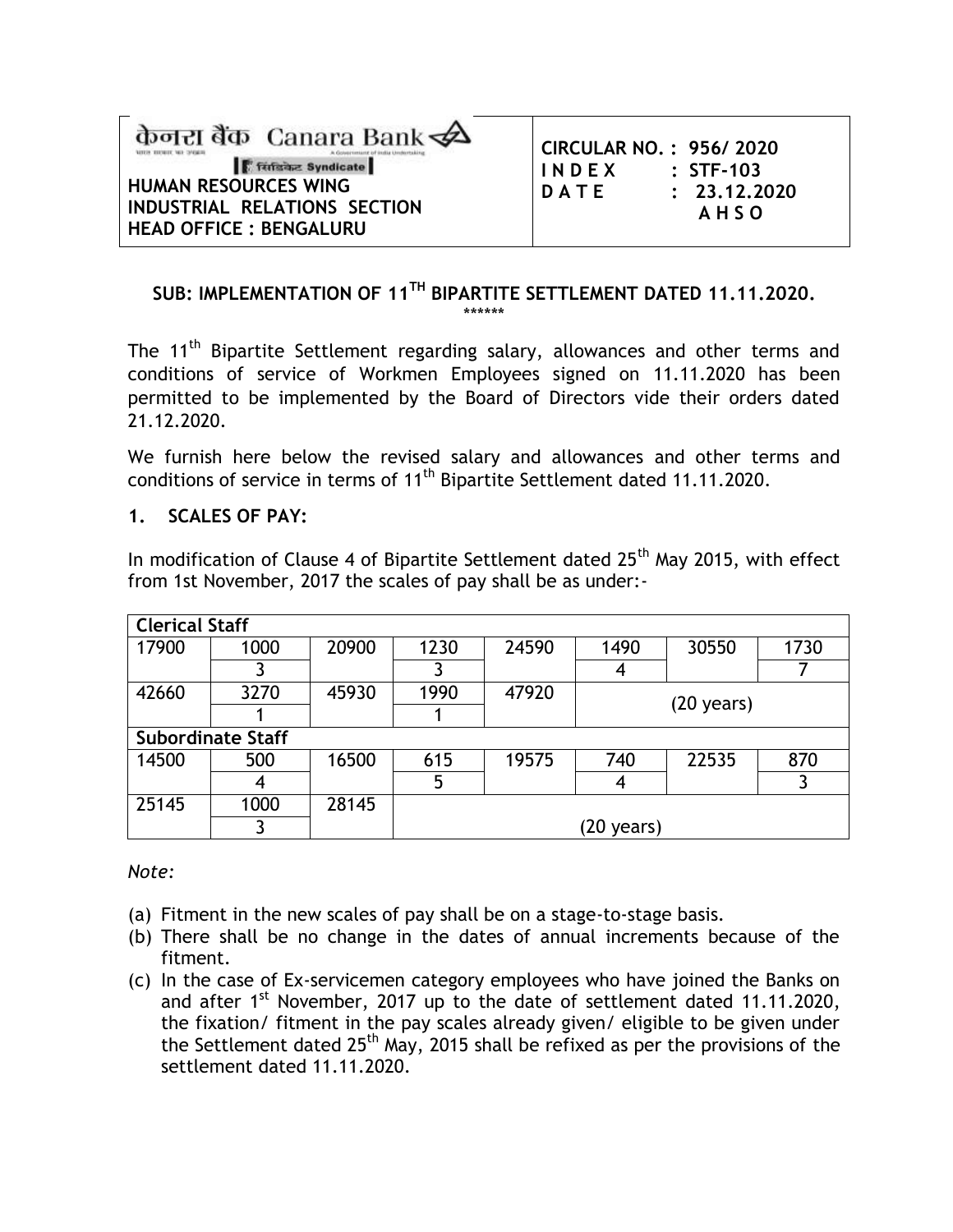केनरा बैंक Canara Bank

सिंडिकेट Syndicate

**HUMAN RESOURCES WING**
**INDUSTRIAL RELATIONS SECTION**
**HEAD OFFICE : BENGALURU**

**CIRCULAR NO. : 956/ 2020**
**I N D E X : STF-103**
**D A T E : 23.12.2020**
**A H S O**

## SUB: IMPLEMENTATION OF 11TH BIPARTITE SETTLEMENT DATED 11.11.2020.

******

The 11th Bipartite Settlement regarding salary, allowances and other terms and conditions of service of Workmen Employees signed on 11.11.2020 has been permitted to be implemented by the Board of Directors vide their orders dated 21.12.2020.

We furnish here below the revised salary and allowances and other terms and conditions of service in terms of 11th Bipartite Settlement dated 11.11.2020.

### 1. SCALES OF PAY:

In modification of Clause 4 of Bipartite Settlement dated 25th May 2015, with effect from 1st November, 2017 the scales of pay shall be as under:-

| **Clerical Staff** | | | | | | | |
|---|---|---|---|---|---|---|---|
| 17900 | 1000 | 20900 | 1230 | 24590 | 1490 | 30550 | 1730 |
| | 3 | | 3 | | 4 | | 7 |
| 42660 | 3270 | 45930 | 1990 | 47920 | (20 years) | | |
| | 1 | | 1 | | | | |
| **Subordinate Staff** | | | | | | | |
| 14500 | 500 | 16500 | 615 | 19575 | 740 | 22535 | 870 |
| | 4 | | 5 | | 4 | | 3 |
| 25145 | 1000 | 28145 | (20 years) | | | | |
| | 3 | | | | | | |

*Note:*

(a) Fitment in the new scales of pay shall be on a stage-to-stage basis.
(b) There shall be no change in the dates of annual increments because of the fitment.
(c) In the case of Ex-servicemen category employees who have joined the Banks on and after 1st November, 2017 up to the date of settlement dated 11.11.2020, the fixation/ fitment in the pay scales already given/ eligible to be given under the Settlement dated 25th May, 2015 shall be refixed as per the provisions of the settlement dated 11.11.2020.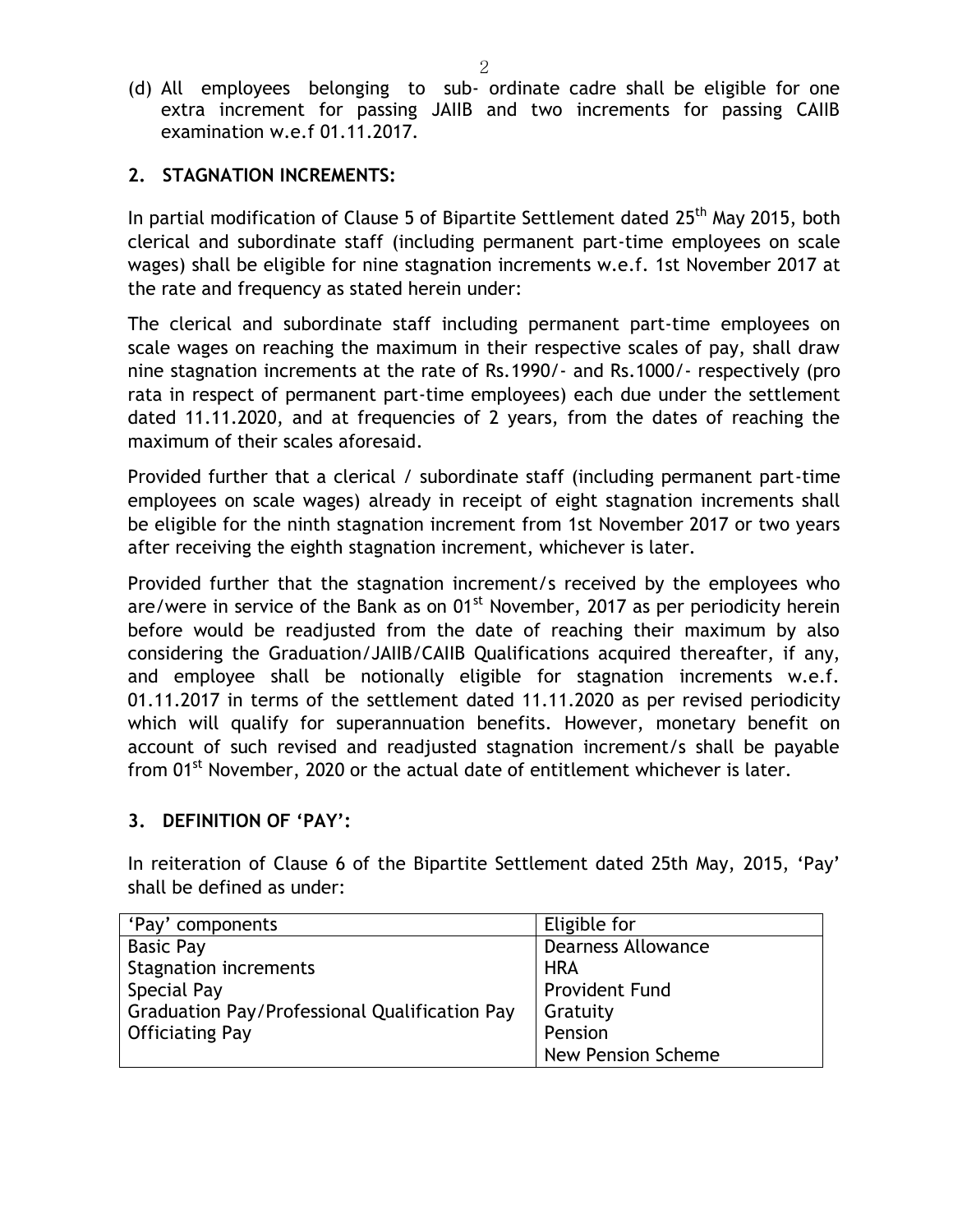(d) All employees belonging to sub- ordinate cadre shall be eligible for one extra increment for passing JAIIB and two increments for passing CAIIB examination w.e.f 01.11.2017.

## 2. STAGNATION INCREMENTS:

In partial modification of Clause 5 of Bipartite Settlement dated 25th May 2015, both clerical and subordinate staff (including permanent part-time employees on scale wages) shall be eligible for nine stagnation increments w.e.f. 1st November 2017 at the rate and frequency as stated herein under:

The clerical and subordinate staff including permanent part-time employees on scale wages on reaching the maximum in their respective scales of pay, shall draw nine stagnation increments at the rate of Rs.1990/- and Rs.1000/- respectively (pro rata in respect of permanent part-time employees) each due under the settlement dated 11.11.2020, and at frequencies of 2 years, from the dates of reaching the maximum of their scales aforesaid.

Provided further that a clerical / subordinate staff (including permanent part-time employees on scale wages) already in receipt of eight stagnation increments shall be eligible for the ninth stagnation increment from 1st November 2017 or two years after receiving the eighth stagnation increment, whichever is later.

Provided further that the stagnation increment/s received by the employees who are/were in service of the Bank as on 01st November, 2017 as per periodicity herein before would be readjusted from the date of reaching their maximum by also considering the Graduation/JAIIB/CAIIB Qualifications acquired thereafter, if any, and employee shall be notionally eligible for stagnation increments w.e.f. 01.11.2017 in terms of the settlement dated 11.11.2020 as per revised periodicity which will qualify for superannuation benefits. However, monetary benefit on account of such revised and readjusted stagnation increment/s shall be payable from 01st November, 2020 or the actual date of entitlement whichever is later.

## 3. DEFINITION OF 'PAY':

In reiteration of Clause 6 of the Bipartite Settlement dated 25th May, 2015, 'Pay' shall be defined as under:

| 'Pay' components | Eligible for |
|---|---|
| Basic Pay | Dearness Allowance |
| Stagnation increments | HRA |
| Special Pay | Provident Fund |
| Graduation Pay/Professional Qualification Pay | Gratuity |
| Officiating Pay | Pension |
| | New Pension Scheme |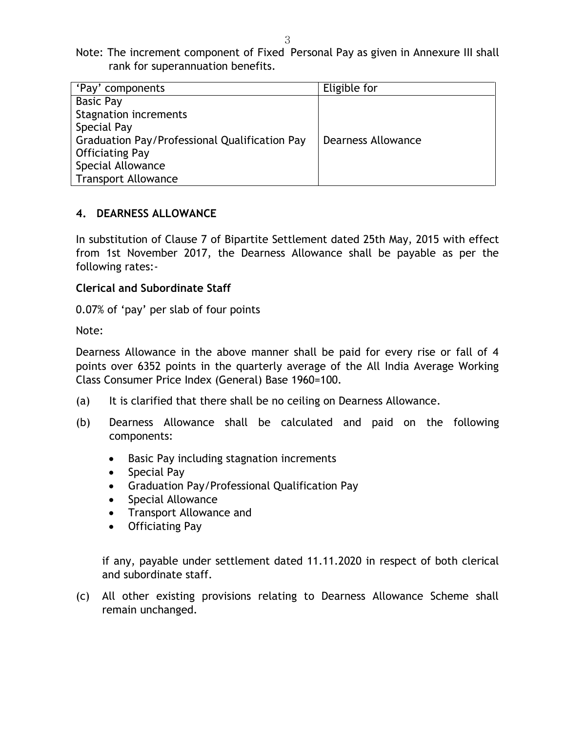Note: The increment component of Fixed Personal Pay as given in Annexure III shall rank for superannuation benefits.

| 'Pay' components | Eligible for |
|---|---|
| Basic Pay<br>Stagnation increments<br>Special Pay<br>Graduation Pay/Professional Qualification Pay<br>Officiating Pay<br>Special Allowance<br>Transport Allowance | Dearness Allowance |

## 4. DEARNESS ALLOWANCE

In substitution of Clause 7 of Bipartite Settlement dated 25th May, 2015 with effect from 1st November 2017, the Dearness Allowance shall be payable as per the following rates:-

**Clerical and Subordinate Staff**

0.07% of 'pay' per slab of four points

Note:

Dearness Allowance in the above manner shall be paid for every rise or fall of 4 points over 6352 points in the quarterly average of the All India Average Working Class Consumer Price Index (General) Base 1960=100.

(a) It is clarified that there shall be no ceiling on Dearness Allowance.

(b) Dearness Allowance shall be calculated and paid on the following components:

- Basic Pay including stagnation increments
- Special Pay
- Graduation Pay/Professional Qualification Pay
- Special Allowance
- Transport Allowance and
- Officiating Pay

if any, payable under settlement dated 11.11.2020 in respect of both clerical and subordinate staff.

(c) All other existing provisions relating to Dearness Allowance Scheme shall remain unchanged.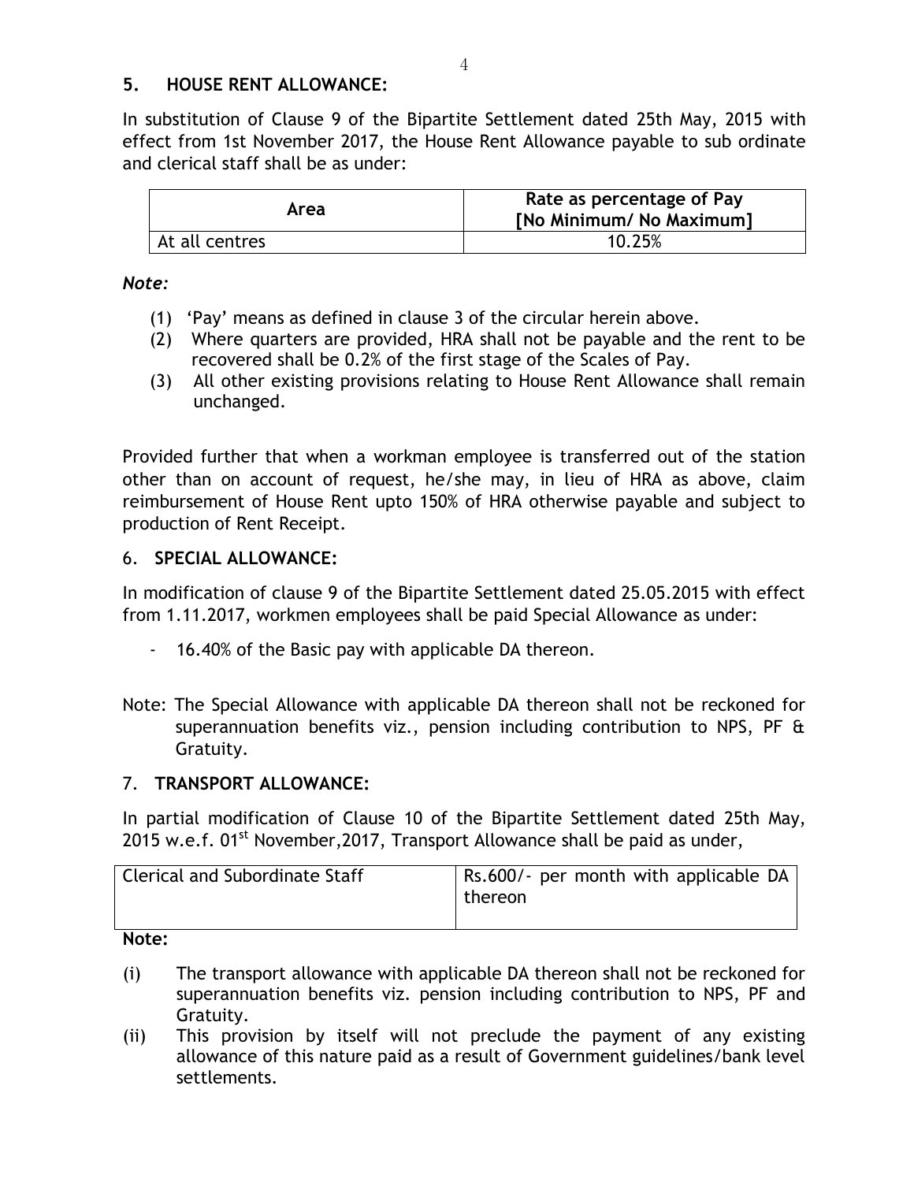## 5. HOUSE RENT ALLOWANCE:

In substitution of Clause 9 of the Bipartite Settlement dated 25th May, 2015 with effect from 1st November 2017, the House Rent Allowance payable to sub ordinate and clerical staff shall be as under:

| Area | Rate as percentage of Pay [No Minimum/ No Maximum] |
|---|---|
| At all centres | 10.25% |

*Note:*

(1) 'Pay' means as defined in clause 3 of the circular herein above.
(2) Where quarters are provided, HRA shall not be payable and the rent to be recovered shall be 0.2% of the first stage of the Scales of Pay.
(3) All other existing provisions relating to House Rent Allowance shall remain unchanged.

Provided further that when a workman employee is transferred out of the station other than on account of request, he/she may, in lieu of HRA as above, claim reimbursement of House Rent upto 150% of HRA otherwise payable and subject to production of Rent Receipt.

## 6. SPECIAL ALLOWANCE:

In modification of clause 9 of the Bipartite Settlement dated 25.05.2015 with effect from 1.11.2017, workmen employees shall be paid Special Allowance as under:

- 16.40% of the Basic pay with applicable DA thereon.

Note: The Special Allowance with applicable DA thereon shall not be reckoned for superannuation benefits viz., pension including contribution to NPS, PF & Gratuity.

## 7. TRANSPORT ALLOWANCE:

In partial modification of Clause 10 of the Bipartite Settlement dated 25th May, 2015 w.e.f. 01st November,2017, Transport Allowance shall be paid as under,

| Clerical and Subordinate Staff | Rs.600/- per month with applicable DA thereon |
|---|---|

**Note:**

(i) The transport allowance with applicable DA thereon shall not be reckoned for superannuation benefits viz. pension including contribution to NPS, PF and Gratuity.
(ii) This provision by itself will not preclude the payment of any existing allowance of this nature paid as a result of Government guidelines/bank level settlements.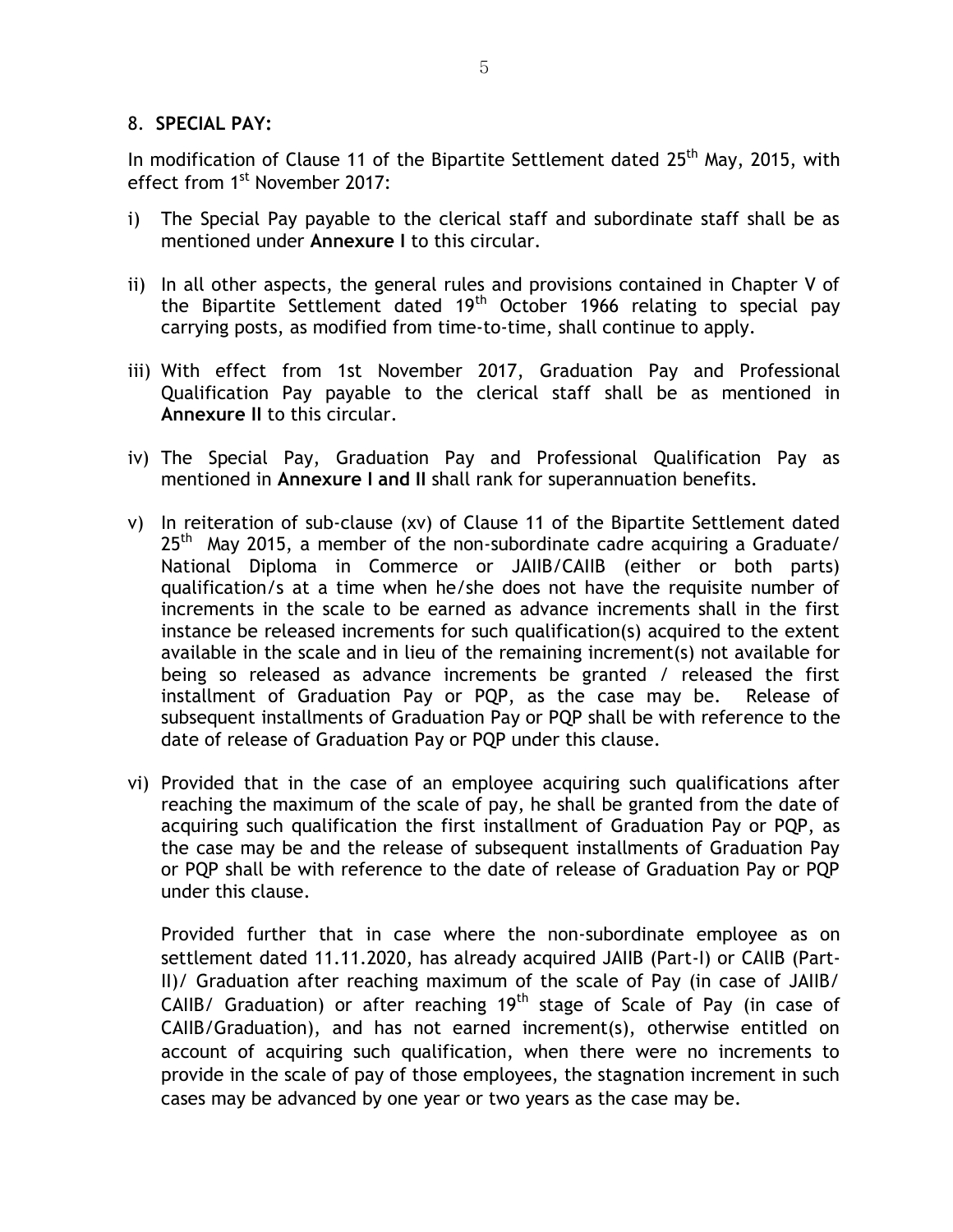8. **SPECIAL PAY:**

In modification of Clause 11 of the Bipartite Settlement dated 25th May, 2015, with effect from 1st November 2017:

i) The Special Pay payable to the clerical staff and subordinate staff shall be as mentioned under **Annexure I** to this circular.

ii) In all other aspects, the general rules and provisions contained in Chapter V of the Bipartite Settlement dated 19th October 1966 relating to special pay carrying posts, as modified from time-to-time, shall continue to apply.

iii) With effect from 1st November 2017, Graduation Pay and Professional Qualification Pay payable to the clerical staff shall be as mentioned in **Annexure II** to this circular.

iv) The Special Pay, Graduation Pay and Professional Qualification Pay as mentioned in **Annexure I and II** shall rank for superannuation benefits.

v) In reiteration of sub-clause (xv) of Clause 11 of the Bipartite Settlement dated 25th May 2015, a member of the non-subordinate cadre acquiring a Graduate/ National Diploma in Commerce or JAIIB/CAIIB (either or both parts) qualification/s at a time when he/she does not have the requisite number of increments in the scale to be earned as advance increments shall in the first instance be released increments for such qualification(s) acquired to the extent available in the scale and in lieu of the remaining increment(s) not available for being so released as advance increments be granted / released the first installment of Graduation Pay or PQP, as the case may be. Release of subsequent installments of Graduation Pay or PQP shall be with reference to the date of release of Graduation Pay or PQP under this clause.

vi) Provided that in the case of an employee acquiring such qualifications after reaching the maximum of the scale of pay, he shall be granted from the date of acquiring such qualification the first installment of Graduation Pay or PQP, as the case may be and the release of subsequent installments of Graduation Pay or PQP shall be with reference to the date of release of Graduation Pay or PQP under this clause.

   Provided further that in case where the non-subordinate employee as on settlement dated 11.11.2020, has already acquired JAIIB (Part-I) or CAIIB (Part-II)/ Graduation after reaching maximum of the scale of Pay (in case of JAIIB/ CAIIB/ Graduation) or after reaching 19th stage of Scale of Pay (in case of CAIIB/Graduation), and has not earned increment(s), otherwise entitled on account of acquiring such qualification, when there were no increments to provide in the scale of pay of those employees, the stagnation increment in such cases may be advanced by one year or two years as the case may be.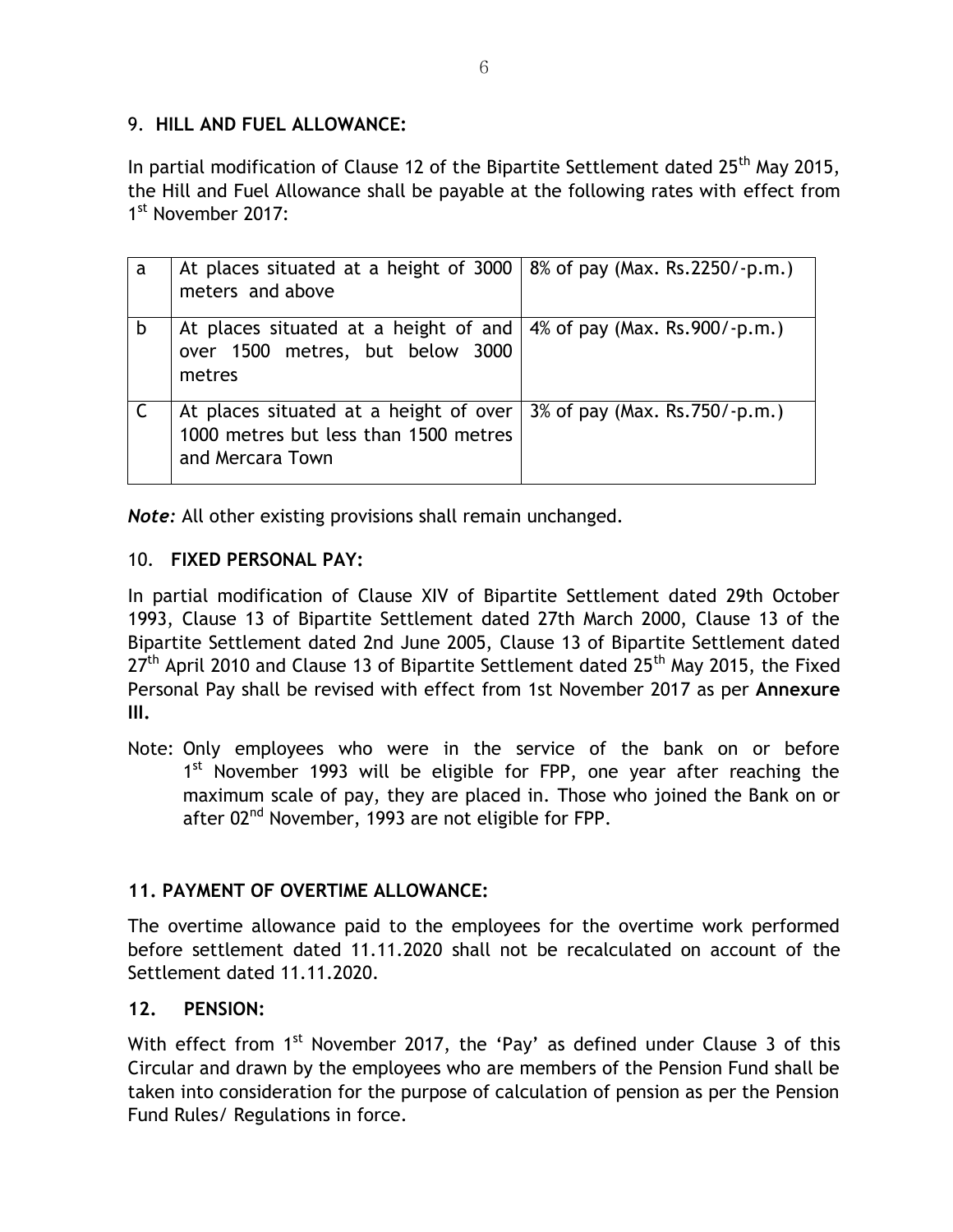## 9. HILL AND FUEL ALLOWANCE:

In partial modification of Clause 12 of the Bipartite Settlement dated 25th May 2015, the Hill and Fuel Allowance shall be payable at the following rates with effect from 1st November 2017:

| | | |
|---|---|---|
| a | At places situated at a height of 3000 meters and above | 8% of pay (Max. Rs.2250/-p.m.) |
| b | At places situated at a height of and over 1500 metres, but below 3000 metres | 4% of pay (Max. Rs.900/-p.m.) |
| C | At places situated at a height of over 1000 metres but less than 1500 metres and Mercara Town | 3% of pay (Max. Rs.750/-p.m.) |

***Note:*** All other existing provisions shall remain unchanged.

## 10. FIXED PERSONAL PAY:

In partial modification of Clause XIV of Bipartite Settlement dated 29th October 1993, Clause 13 of Bipartite Settlement dated 27th March 2000, Clause 13 of the Bipartite Settlement dated 2nd June 2005, Clause 13 of Bipartite Settlement dated 27th April 2010 and Clause 13 of Bipartite Settlement dated 25th May 2015, the Fixed Personal Pay shall be revised with effect from 1st November 2017 as per **Annexure III.**

Note: Only employees who were in the service of the bank on or before 1st November 1993 will be eligible for FPP, one year after reaching the maximum scale of pay, they are placed in. Those who joined the Bank on or after 02nd November, 1993 are not eligible for FPP.

## 11. PAYMENT OF OVERTIME ALLOWANCE:

The overtime allowance paid to the employees for the overtime work performed before settlement dated 11.11.2020 shall not be recalculated on account of the Settlement dated 11.11.2020.

## 12. PENSION:

With effect from 1st November 2017, the 'Pay' as defined under Clause 3 of this Circular and drawn by the employees who are members of the Pension Fund shall be taken into consideration for the purpose of calculation of pension as per the Pension Fund Rules/ Regulations in force.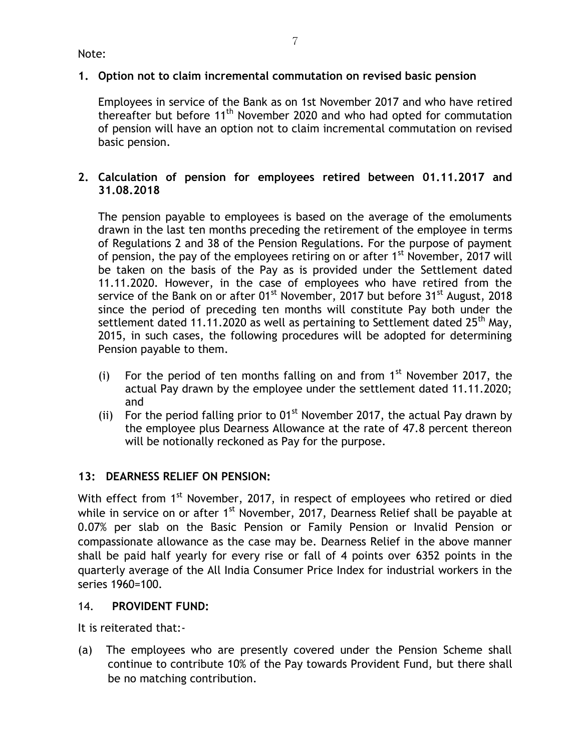Note:

**1. Option not to claim incremental commutation on revised basic pension**

Employees in service of the Bank as on 1st November 2017 and who have retired thereafter but before 11th November 2020 and who had opted for commutation of pension will have an option not to claim incremental commutation on revised basic pension.

**2. Calculation of pension for employees retired between 01.11.2017 and 31.08.2018**

The pension payable to employees is based on the average of the emoluments drawn in the last ten months preceding the retirement of the employee in terms of Regulations 2 and 38 of the Pension Regulations. For the purpose of payment of pension, the pay of the employees retiring on or after 1st November, 2017 will be taken on the basis of the Pay as is provided under the Settlement dated 11.11.2020. However, in the case of employees who have retired from the service of the Bank on or after 01st November, 2017 but before 31st August, 2018 since the period of preceding ten months will constitute Pay both under the settlement dated 11.11.2020 as well as pertaining to Settlement dated 25th May, 2015, in such cases, the following procedures will be adopted for determining Pension payable to them.

(i) For the period of ten months falling on and from 1st November 2017, the actual Pay drawn by the employee under the settlement dated 11.11.2020; and

(ii) For the period falling prior to 01st November 2017, the actual Pay drawn by the employee plus Dearness Allowance at the rate of 47.8 percent thereon will be notionally reckoned as Pay for the purpose.

**13: DEARNESS RELIEF ON PENSION:**

With effect from 1st November, 2017, in respect of employees who retired or died while in service on or after 1st November, 2017, Dearness Relief shall be payable at 0.07% per slab on the Basic Pension or Family Pension or Invalid Pension or compassionate allowance as the case may be. Dearness Relief in the above manner shall be paid half yearly for every rise or fall of 4 points over 6352 points in the quarterly average of the All India Consumer Price Index for industrial workers in the series 1960=100.

14. **PROVIDENT FUND:**

It is reiterated that:-

(a) The employees who are presently covered under the Pension Scheme shall continue to contribute 10% of the Pay towards Provident Fund, but there shall be no matching contribution.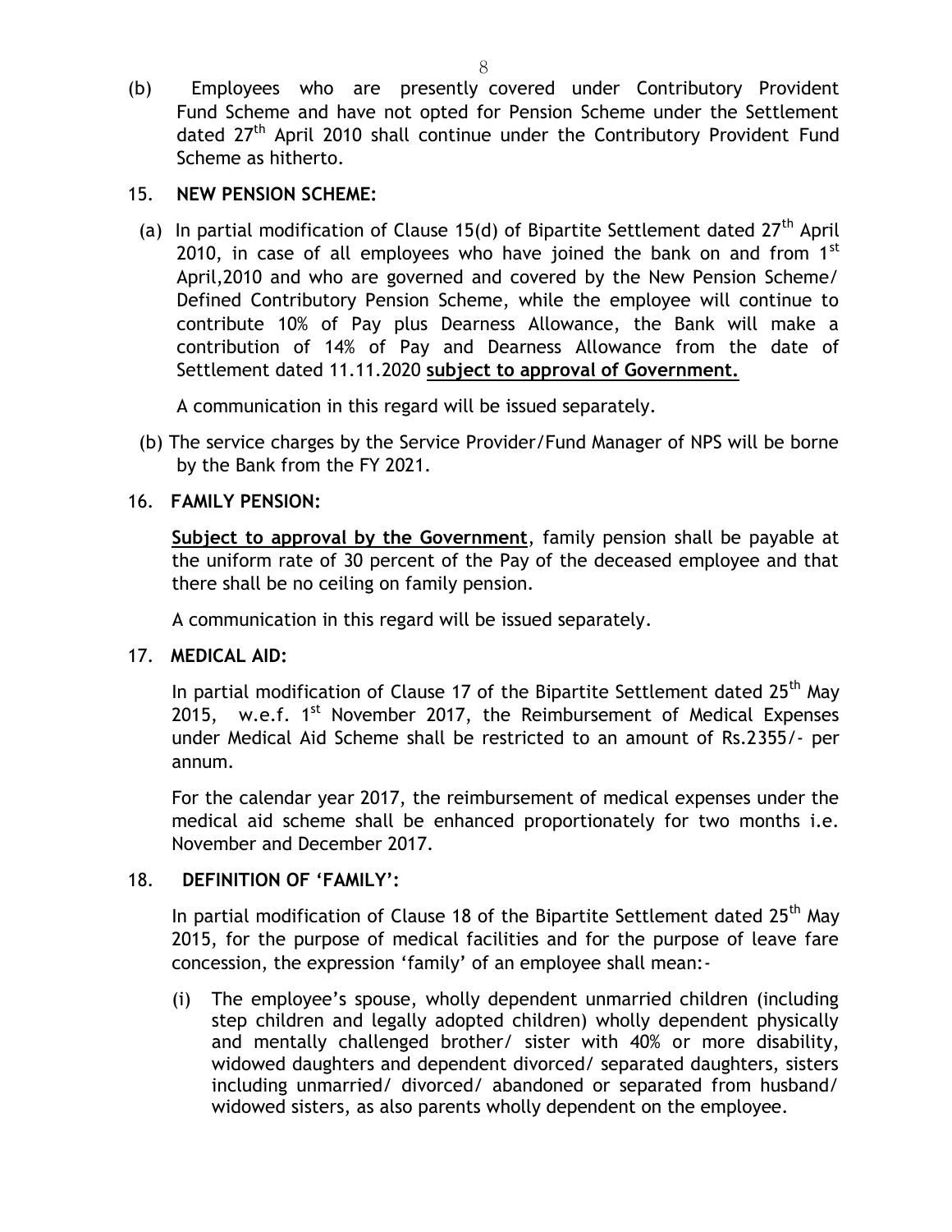(b) Employees who are presently covered under Contributory Provident Fund Scheme and have not opted for Pension Scheme under the Settlement dated 27th April 2010 shall continue under the Contributory Provident Fund Scheme as hitherto.

15. **NEW PENSION SCHEME:**

(a) In partial modification of Clause 15(d) of Bipartite Settlement dated 27th April 2010, in case of all employees who have joined the bank on and from 1st April,2010 and who are governed and covered by the New Pension Scheme/ Defined Contributory Pension Scheme, while the employee will continue to contribute 10% of Pay plus Dearness Allowance, the Bank will make a contribution of 14% of Pay and Dearness Allowance from the date of Settlement dated 11.11.2020 **subject to approval of Government.**

A communication in this regard will be issued separately.

(b) The service charges by the Service Provider/Fund Manager of NPS will be borne by the Bank from the FY 2021.

16. **FAMILY PENSION:**

**Subject to approval by the Government**, family pension shall be payable at the uniform rate of 30 percent of the Pay of the deceased employee and that there shall be no ceiling on family pension.

A communication in this regard will be issued separately.

17. **MEDICAL AID:**

In partial modification of Clause 17 of the Bipartite Settlement dated 25th May 2015, w.e.f. 1st November 2017, the Reimbursement of Medical Expenses under Medical Aid Scheme shall be restricted to an amount of Rs.2355/- per annum.

For the calendar year 2017, the reimbursement of medical expenses under the medical aid scheme shall be enhanced proportionately for two months i.e. November and December 2017.

18. **DEFINITION OF 'FAMILY':**

In partial modification of Clause 18 of the Bipartite Settlement dated 25th May 2015, for the purpose of medical facilities and for the purpose of leave fare concession, the expression 'family' of an employee shall mean:-

(i) The employee's spouse, wholly dependent unmarried children (including step children and legally adopted children) wholly dependent physically and mentally challenged brother/ sister with 40% or more disability, widowed daughters and dependent divorced/ separated daughters, sisters including unmarried/ divorced/ abandoned or separated from husband/ widowed sisters, as also parents wholly dependent on the employee.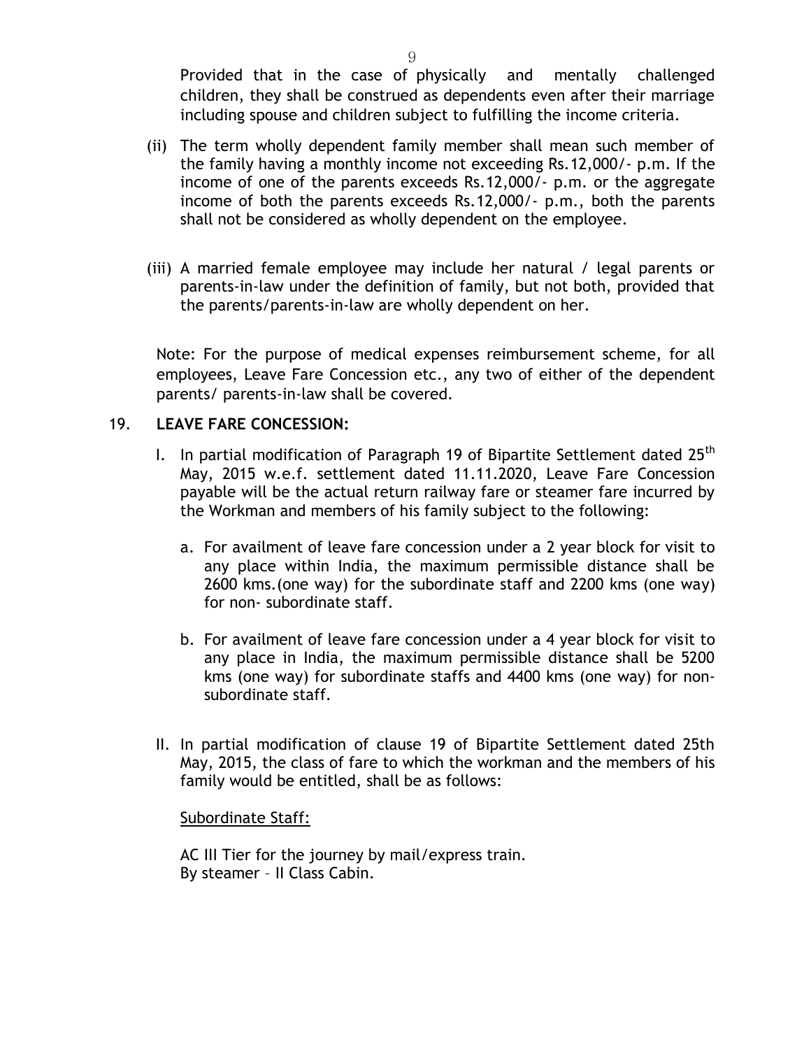Provided that in the case of physically and mentally challenged children, they shall be construed as dependents even after their marriage including spouse and children subject to fulfilling the income criteria.

(ii) The term wholly dependent family member shall mean such member of the family having a monthly income not exceeding Rs.12,000/- p.m. If the income of one of the parents exceeds Rs.12,000/- p.m. or the aggregate income of both the parents exceeds Rs.12,000/- p.m., both the parents shall not be considered as wholly dependent on the employee.

(iii) A married female employee may include her natural / legal parents or parents-in-law under the definition of family, but not both, provided that the parents/parents-in-law are wholly dependent on her.

Note: For the purpose of medical expenses reimbursement scheme, for all employees, Leave Fare Concession etc., any two of either of the dependent parents/ parents-in-law shall be covered.

19. **LEAVE FARE CONCESSION:**

I. In partial modification of Paragraph 19 of Bipartite Settlement dated 25th May, 2015 w.e.f. settlement dated 11.11.2020, Leave Fare Concession payable will be the actual return railway fare or steamer fare incurred by the Workman and members of his family subject to the following:

   a. For availment of leave fare concession under a 2 year block for visit to any place within India, the maximum permissible distance shall be 2600 kms.(one way) for the subordinate staff and 2200 kms (one way) for non- subordinate staff.

   b. For availment of leave fare concession under a 4 year block for visit to any place in India, the maximum permissible distance shall be 5200 kms (one way) for subordinate staffs and 4400 kms (one way) for non-subordinate staff.

II. In partial modification of clause 19 of Bipartite Settlement dated 25th May, 2015, the class of fare to which the workman and the members of his family would be entitled, shall be as follows:

Subordinate Staff:

AC III Tier for the journey by mail/express train.
By steamer – II Class Cabin.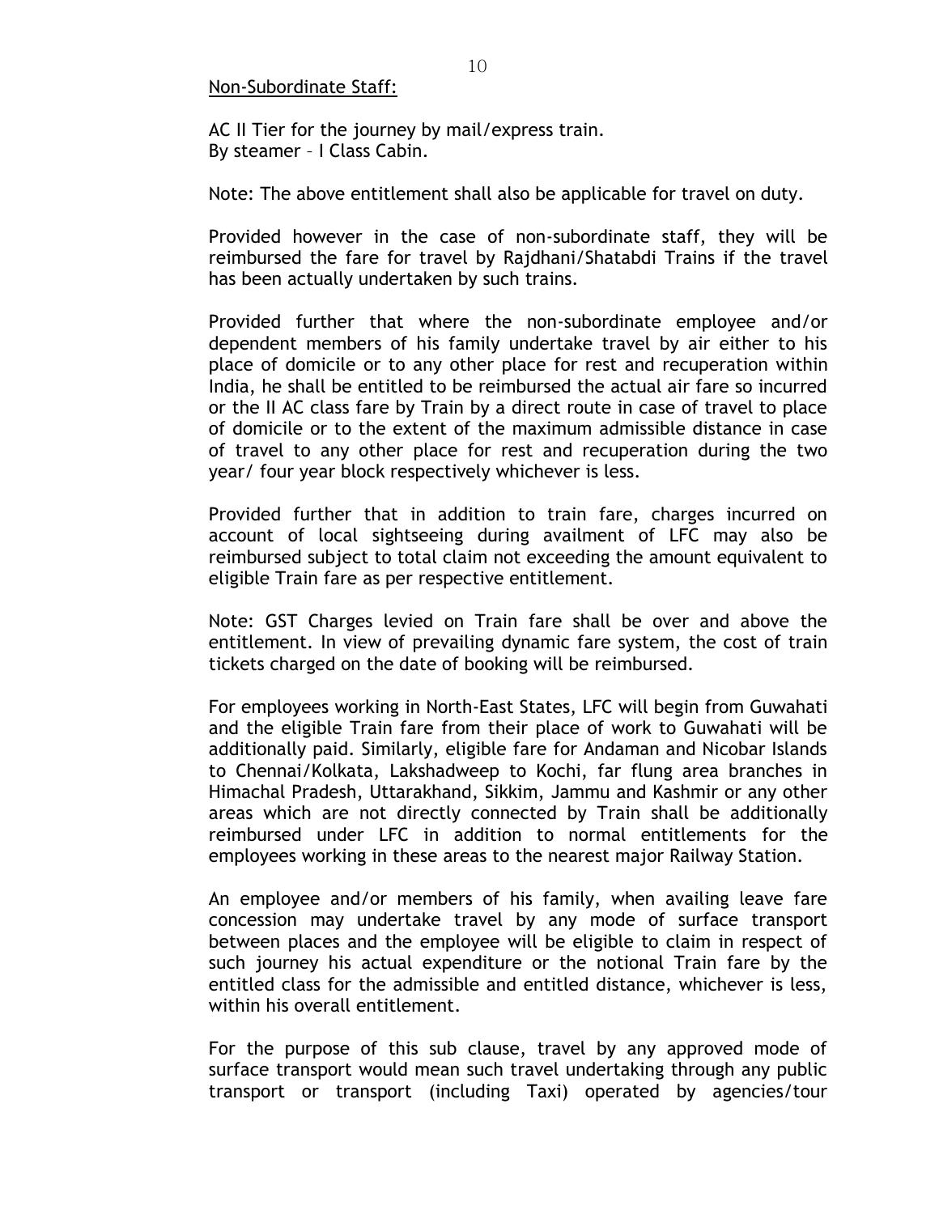<u>Non-Subordinate Staff:</u>

AC II Tier for the journey by mail/express train.
By steamer – I Class Cabin.

Note: The above entitlement shall also be applicable for travel on duty.

Provided however in the case of non-subordinate staff, they will be reimbursed the fare for travel by Rajdhani/Shatabdi Trains if the travel has been actually undertaken by such trains.

Provided further that where the non-subordinate employee and/or dependent members of his family undertake travel by air either to his place of domicile or to any other place for rest and recuperation within India, he shall be entitled to be reimbursed the actual air fare so incurred or the II AC class fare by Train by a direct route in case of travel to place of domicile or to the extent of the maximum admissible distance in case of travel to any other place for rest and recuperation during the two year/ four year block respectively whichever is less.

Provided further that in addition to train fare, charges incurred on account of local sightseeing during availment of LFC may also be reimbursed subject to total claim not exceeding the amount equivalent to eligible Train fare as per respective entitlement.

Note: GST Charges levied on Train fare shall be over and above the entitlement. In view of prevailing dynamic fare system, the cost of train tickets charged on the date of booking will be reimbursed.

For employees working in North-East States, LFC will begin from Guwahati and the eligible Train fare from their place of work to Guwahati will be additionally paid. Similarly, eligible fare for Andaman and Nicobar Islands to Chennai/Kolkata, Lakshadweep to Kochi, far flung area branches in Himachal Pradesh, Uttarakhand, Sikkim, Jammu and Kashmir or any other areas which are not directly connected by Train shall be additionally reimbursed under LFC in addition to normal entitlements for the employees working in these areas to the nearest major Railway Station.

An employee and/or members of his family, when availing leave fare concession may undertake travel by any mode of surface transport between places and the employee will be eligible to claim in respect of such journey his actual expenditure or the notional Train fare by the entitled class for the admissible and entitled distance, whichever is less, within his overall entitlement.

For the purpose of this sub clause, travel by any approved mode of surface transport would mean such travel undertaking through any public transport or transport (including Taxi) operated by agencies/tour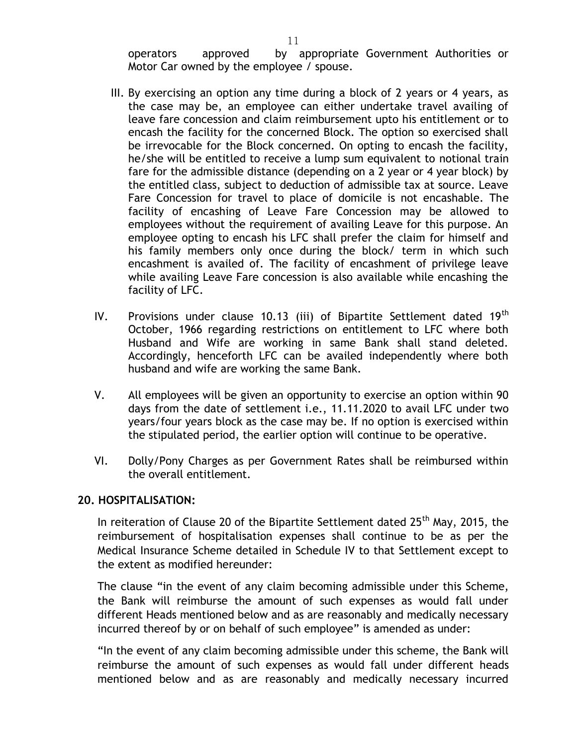operators approved by appropriate Government Authorities or Motor Car owned by the employee / spouse.

III. By exercising an option any time during a block of 2 years or 4 years, as the case may be, an employee can either undertake travel availing of leave fare concession and claim reimbursement upto his entitlement or to encash the facility for the concerned Block. The option so exercised shall be irrevocable for the Block concerned. On opting to encash the facility, he/she will be entitled to receive a lump sum equivalent to notional train fare for the admissible distance (depending on a 2 year or 4 year block) by the entitled class, subject to deduction of admissible tax at source. Leave Fare Concession for travel to place of domicile is not encashable. The facility of encashing of Leave Fare Concession may be allowed to employees without the requirement of availing Leave for this purpose. An employee opting to encash his LFC shall prefer the claim for himself and his family members only once during the block/ term in which such encashment is availed of. The facility of encashment of privilege leave while availing Leave Fare concession is also available while encashing the facility of LFC.

IV. Provisions under clause 10.13 (iii) of Bipartite Settlement dated 19th October, 1966 regarding restrictions on entitlement to LFC where both Husband and Wife are working in same Bank shall stand deleted. Accordingly, henceforth LFC can be availed independently where both husband and wife are working the same Bank.

V. All employees will be given an opportunity to exercise an option within 90 days from the date of settlement i.e., 11.11.2020 to avail LFC under two years/four years block as the case may be. If no option is exercised within the stipulated period, the earlier option will continue to be operative.

VI. Dolly/Pony Charges as per Government Rates shall be reimbursed within the overall entitlement.

## 20. HOSPITALISATION:

In reiteration of Clause 20 of the Bipartite Settlement dated 25th May, 2015, the reimbursement of hospitalisation expenses shall continue to be as per the Medical Insurance Scheme detailed in Schedule IV to that Settlement except to the extent as modified hereunder:

The clause "in the event of any claim becoming admissible under this Scheme, the Bank will reimburse the amount of such expenses as would fall under different Heads mentioned below and as are reasonably and medically necessary incurred thereof by or on behalf of such employee" is amended as under:

"In the event of any claim becoming admissible under this scheme, the Bank will reimburse the amount of such expenses as would fall under different heads mentioned below and as are reasonably and medically necessary incurred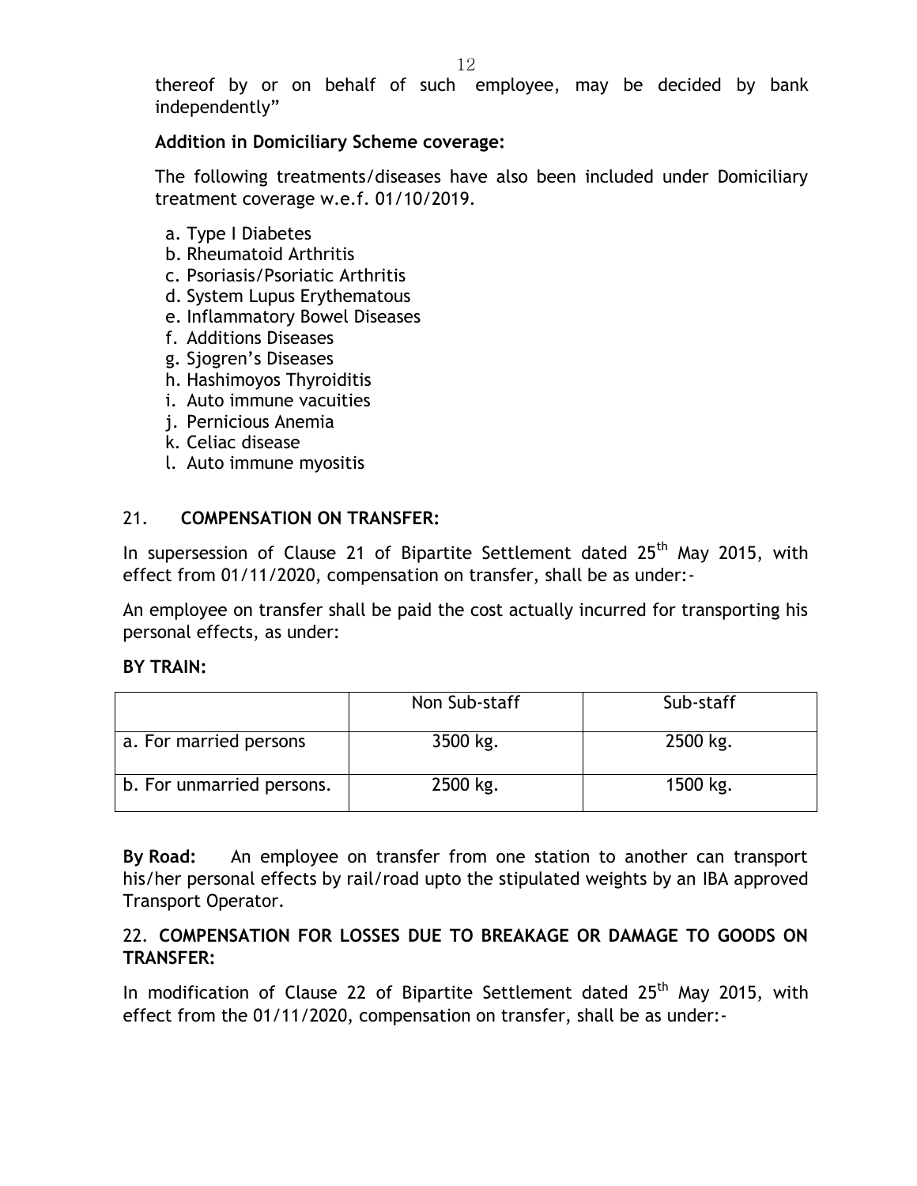thereof by or on behalf of such employee, may be decided by bank independently"

**Addition in Domiciliary Scheme coverage:**

The following treatments/diseases have also been included under Domiciliary treatment coverage w.e.f. 01/10/2019.

a. Type I Diabetes
b. Rheumatoid Arthritis
c. Psoriasis/Psoriatic Arthritis
d. System Lupus Erythematous
e. Inflammatory Bowel Diseases
f. Additions Diseases
g. Sjogren's Diseases
h. Hashimoyos Thyroiditis
i. Auto immune vacuities
j. Pernicious Anemia
k. Celiac disease
l. Auto immune myositis

## 21. COMPENSATION ON TRANSFER:

In supersession of Clause 21 of Bipartite Settlement dated 25th May 2015, with effect from 01/11/2020, compensation on transfer, shall be as under:-

An employee on transfer shall be paid the cost actually incurred for transporting his personal effects, as under:

**BY TRAIN:**

| | Non Sub-staff | Sub-staff |
|---|---|---|
| a. For married persons | 3500 kg. | 2500 kg. |
| b. For unmarried persons. | 2500 kg. | 1500 kg. |

**By Road:** An employee on transfer from one station to another can transport his/her personal effects by rail/road upto the stipulated weights by an IBA approved Transport Operator.

## 22. COMPENSATION FOR LOSSES DUE TO BREAKAGE OR DAMAGE TO GOODS ON TRANSFER:

In modification of Clause 22 of Bipartite Settlement dated 25th May 2015, with effect from the 01/11/2020, compensation on transfer, shall be as under:-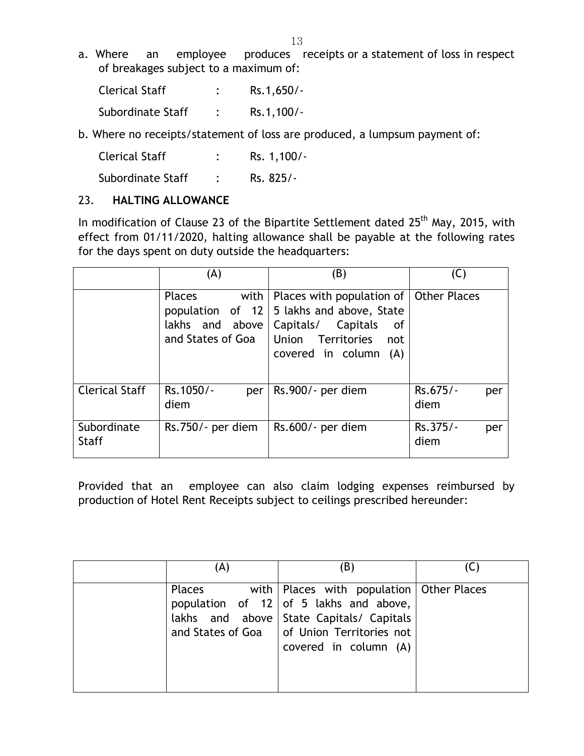a. Where an employee produces receipts or a statement of loss in respect of breakages subject to a maximum of:

| | | |
|---|---|---|
| Clerical Staff | : | Rs.1,650/- |
| Subordinate Staff | : | Rs.1,100/- |

b. Where no receipts/statement of loss are produced, a lumpsum payment of:

| | | |
|---|---|---|
| Clerical Staff | : | Rs. 1,100/- |
| Subordinate Staff | : | Rs. 825/- |

## 23. **HALTING ALLOWANCE**

In modification of Clause 23 of the Bipartite Settlement dated 25th May, 2015, with effect from 01/11/2020, halting allowance shall be payable at the following rates for the days spent on duty outside the headquarters:

| | (A) | (B) | (C) |
|---|---|---|---|
| | Places with population of 12 lakhs and above and States of Goa | Places with population of 5 lakhs and above, State Capitals/ Capitals of Union Territories not covered in column (A) | Other Places |
| Clerical Staff | Rs.1050/- per diem | Rs.900/- per diem | Rs.675/- per diem |
| Subordinate Staff | Rs.750/- per diem | Rs.600/- per diem | Rs.375/- per diem |

Provided that an employee can also claim lodging expenses reimbursed by production of Hotel Rent Receipts subject to ceilings prescribed hereunder:

| | (A) | (B) | (C) |
|---|---|---|---|
| | Places with population of 12 lakhs and above and States of Goa | Places with population of 5 lakhs and above, State Capitals/ Capitals of Union Territories not covered in column (A) | Other Places |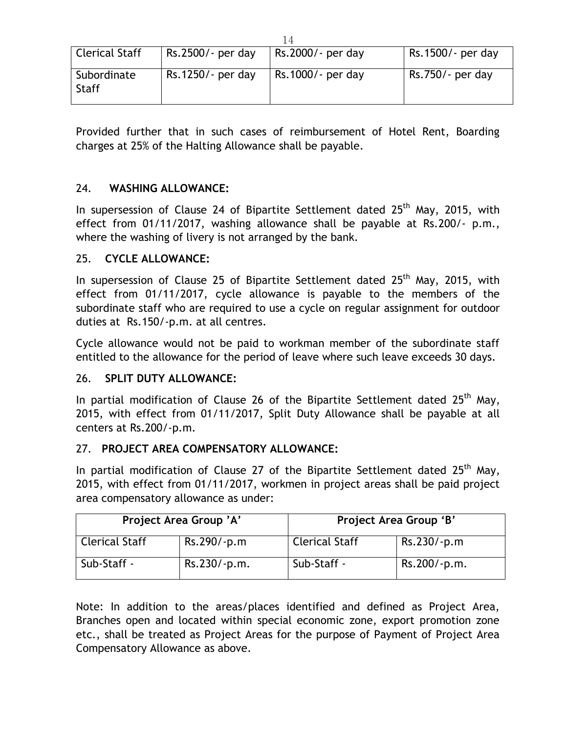| Clerical Staff | Rs.2500/- per day | Rs.2000/- per day | Rs.1500/- per day |
|---|---|---|---|
| Subordinate Staff | Rs.1250/- per day | Rs.1000/- per day | Rs.750/- per day |

Provided further that in such cases of reimbursement of Hotel Rent, Boarding charges at 25% of the Halting Allowance shall be payable.

## 24. WASHING ALLOWANCE:

In supersession of Clause 24 of Bipartite Settlement dated 25th May, 2015, with effect from 01/11/2017, washing allowance shall be payable at Rs.200/- p.m., where the washing of livery is not arranged by the bank.

## 25. CYCLE ALLOWANCE:

In supersession of Clause 25 of Bipartite Settlement dated 25th May, 2015, with effect from 01/11/2017, cycle allowance is payable to the members of the subordinate staff who are required to use a cycle on regular assignment for outdoor duties at Rs.150/-p.m. at all centres.

Cycle allowance would not be paid to workman member of the subordinate staff entitled to the allowance for the period of leave where such leave exceeds 30 days.

## 26. SPLIT DUTY ALLOWANCE:

In partial modification of Clause 26 of the Bipartite Settlement dated 25th May, 2015, with effect from 01/11/2017, Split Duty Allowance shall be payable at all centers at Rs.200/-p.m.

## 27. PROJECT AREA COMPENSATORY ALLOWANCE:

In partial modification of Clause 27 of the Bipartite Settlement dated 25th May, 2015, with effect from 01/11/2017, workmen in project areas shall be paid project area compensatory allowance as under:

| Project Area Group 'A' | | Project Area Group 'B' | |
|---|---|---|---|
| Clerical Staff | Rs.290/-p.m | Clerical Staff | Rs.230/-p.m |
| Sub-Staff - | Rs.230/-p.m. | Sub-Staff - | Rs.200/-p.m. |

Note: In addition to the areas/places identified and defined as Project Area, Branches open and located within special economic zone, export promotion zone etc., shall be treated as Project Areas for the purpose of Payment of Project Area Compensatory Allowance as above.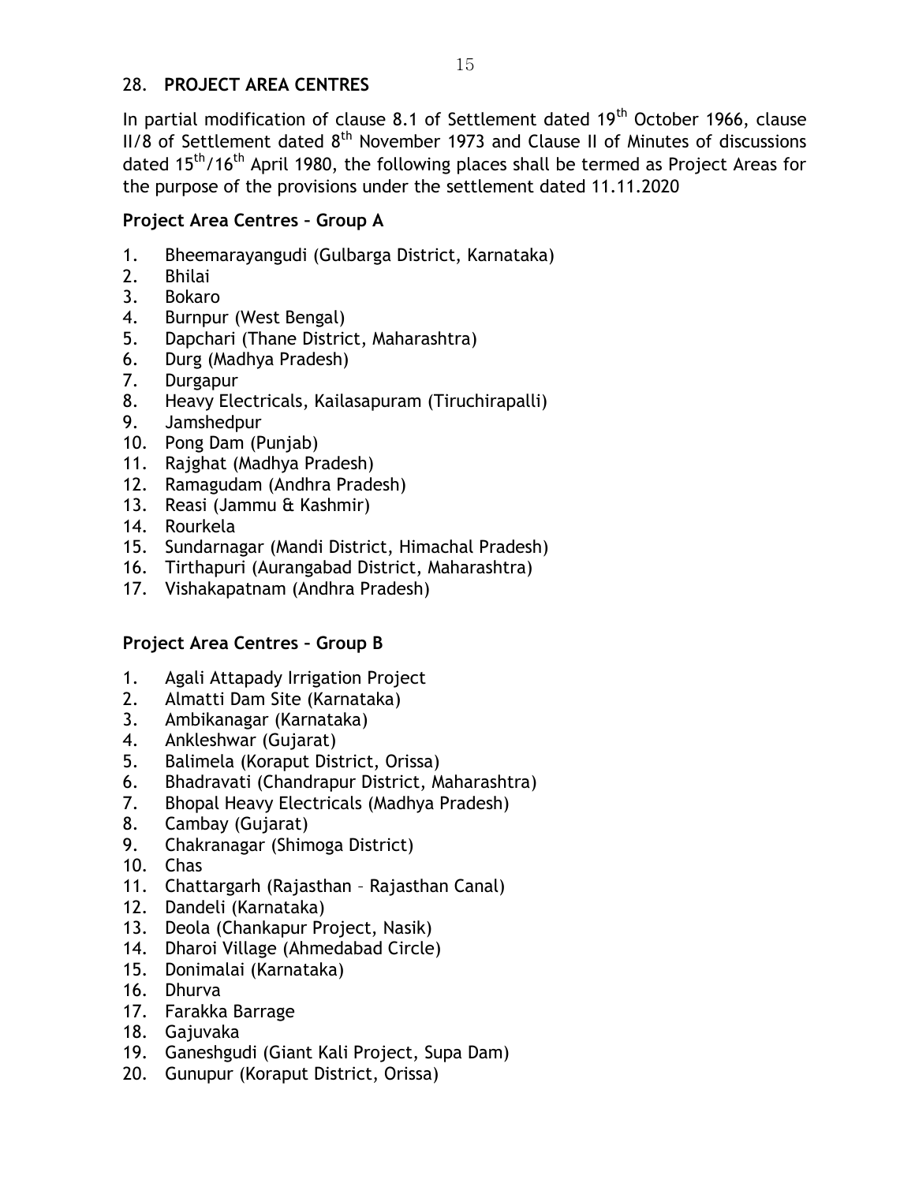## 28. PROJECT AREA CENTRES

In partial modification of clause 8.1 of Settlement dated 19th October 1966, clause II/8 of Settlement dated 8th November 1973 and Clause II of Minutes of discussions dated 15th/16th April 1980, the following places shall be termed as Project Areas for the purpose of the provisions under the settlement dated 11.11.2020

### Project Area Centres – Group A

1. Bheemarayangudi (Gulbarga District, Karnataka)
2. Bhilai
3. Bokaro
4. Burnpur (West Bengal)
5. Dapchari (Thane District, Maharashtra)
6. Durg (Madhya Pradesh)
7. Durgapur
8. Heavy Electricals, Kailasapuram (Tiruchirapalli)
9. Jamshedpur
10. Pong Dam (Punjab)
11. Rajghat (Madhya Pradesh)
12. Ramagudam (Andhra Pradesh)
13. Reasi (Jammu & Kashmir)
14. Rourkela
15. Sundarnagar (Mandi District, Himachal Pradesh)
16. Tirthapuri (Aurangabad District, Maharashtra)
17. Vishakapatnam (Andhra Pradesh)

### Project Area Centres – Group B

1. Agali Attapady Irrigation Project
2. Almatti Dam Site (Karnataka)
3. Ambikanagar (Karnataka)
4. Ankleshwar (Gujarat)
5. Balimela (Koraput District, Orissa)
6. Bhadravati (Chandrapur District, Maharashtra)
7. Bhopal Heavy Electricals (Madhya Pradesh)
8. Cambay (Gujarat)
9. Chakranagar (Shimoga District)
10. Chas
11. Chattargarh (Rajasthan – Rajasthan Canal)
12. Dandeli (Karnataka)
13. Deola (Chankapur Project, Nasik)
14. Dharoi Village (Ahmedabad Circle)
15. Donimalai (Karnataka)
16. Dhurva
17. Farakka Barrage
18. Gajuvaka
19. Ganeshgudi (Giant Kali Project, Supa Dam)
20. Gunupur (Koraput District, Orissa)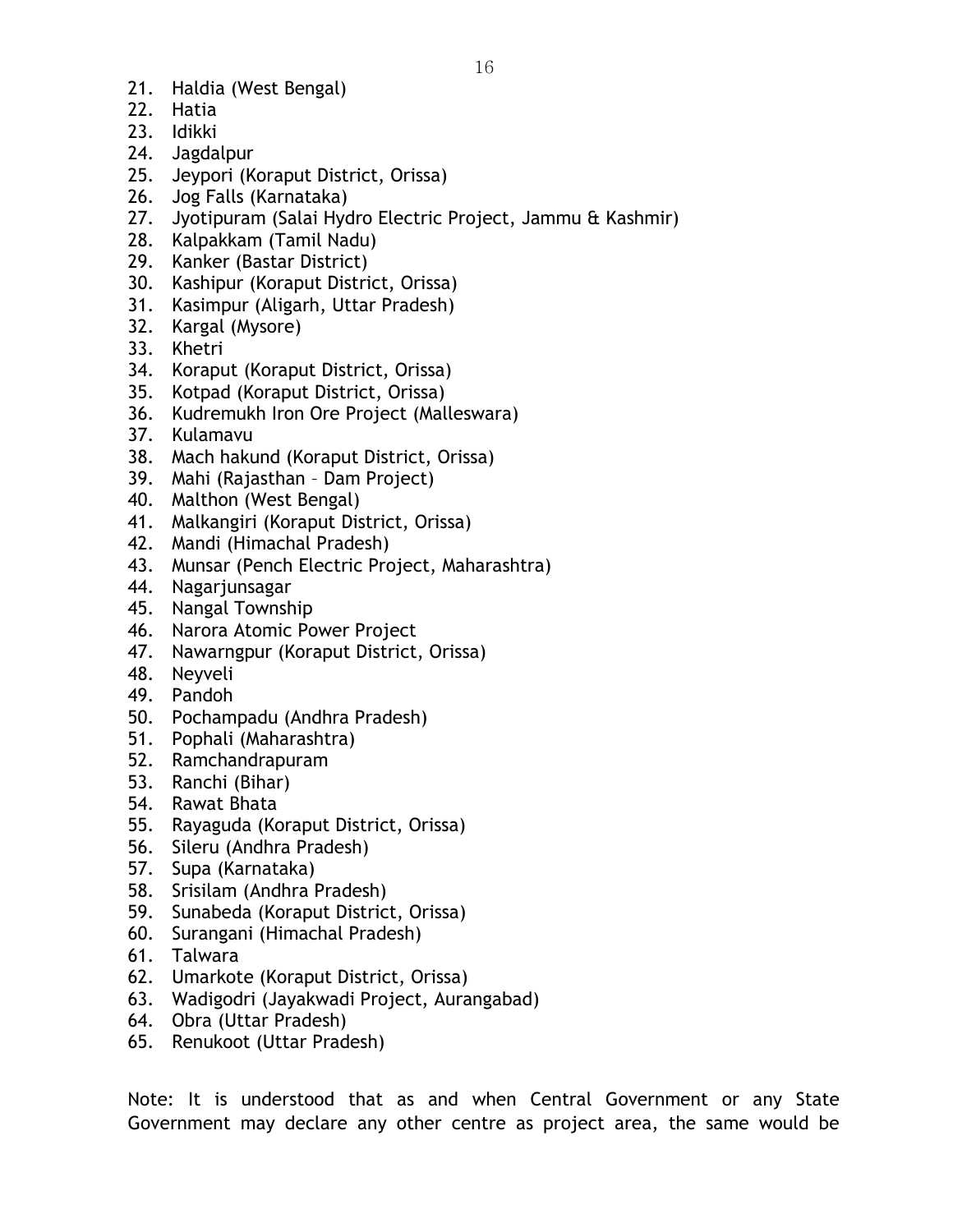21. Haldia (West Bengal)
22. Hatia
23. Idikki
24. Jagdalpur
25. Jeypori (Koraput District, Orissa)
26. Jog Falls (Karnataka)
27. Jyotipuram (Salai Hydro Electric Project, Jammu & Kashmir)
28. Kalpakkam (Tamil Nadu)
29. Kanker (Bastar District)
30. Kashipur (Koraput District, Orissa)
31. Kasimpur (Aligarh, Uttar Pradesh)
32. Kargal (Mysore)
33. Khetri
34. Koraput (Koraput District, Orissa)
35. Kotpad (Koraput District, Orissa)
36. Kudremukh Iron Ore Project (Malleswara)
37. Kulamavu
38. Mach hakund (Koraput District, Orissa)
39. Mahi (Rajasthan – Dam Project)
40. Malthon (West Bengal)
41. Malkangiri (Koraput District, Orissa)
42. Mandi (Himachal Pradesh)
43. Munsar (Pench Electric Project, Maharashtra)
44. Nagarjunsagar
45. Nangal Township
46. Narora Atomic Power Project
47. Nawarngpur (Koraput District, Orissa)
48. Neyveli
49. Pandoh
50. Pochampadu (Andhra Pradesh)
51. Pophali (Maharashtra)
52. Ramchandrapuram
53. Ranchi (Bihar)
54. Rawat Bhata
55. Rayaguda (Koraput District, Orissa)
56. Sileru (Andhra Pradesh)
57. Supa (Karnataka)
58. Srisilam (Andhra Pradesh)
59. Sunabeda (Koraput District, Orissa)
60. Surangani (Himachal Pradesh)
61. Talwara
62. Umarkote (Koraput District, Orissa)
63. Wadigodri (Jayakwadi Project, Aurangabad)
64. Obra (Uttar Pradesh)
65. Renukoot (Uttar Pradesh)

Note: It is understood that as and when Central Government or any State Government may declare any other centre as project area, the same would be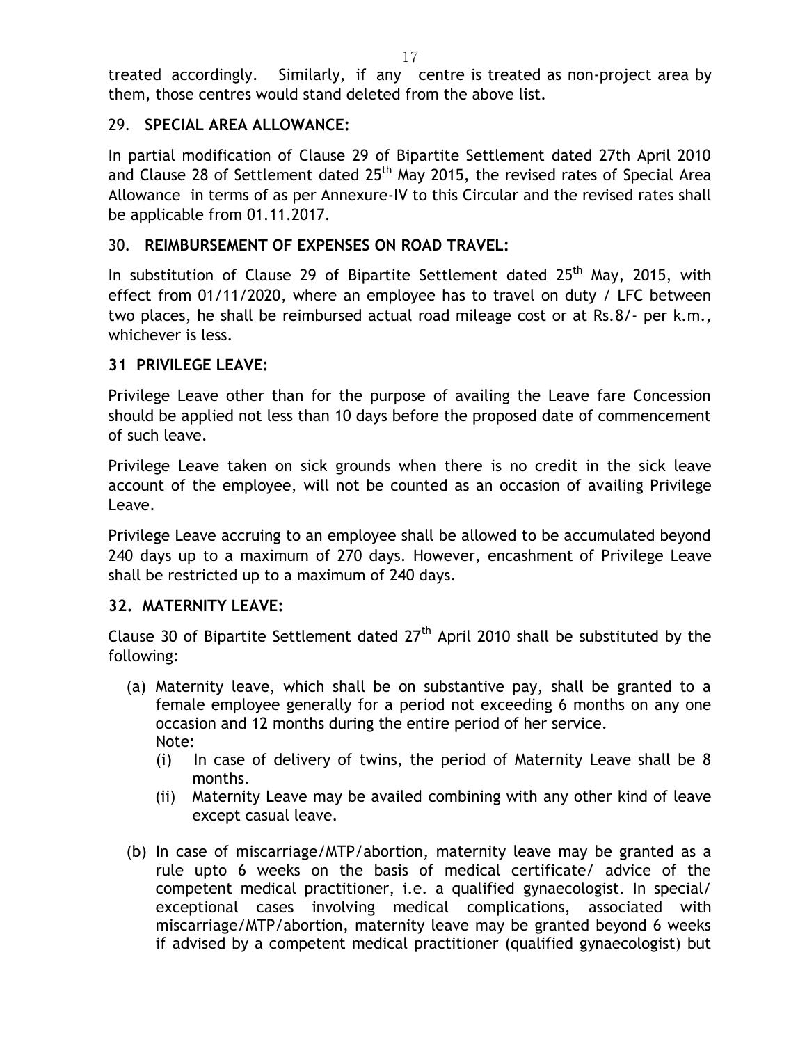treated accordingly. Similarly, if any centre is treated as non-project area by them, those centres would stand deleted from the above list.

## 29. SPECIAL AREA ALLOWANCE:

In partial modification of Clause 29 of Bipartite Settlement dated 27th April 2010 and Clause 28 of Settlement dated 25th May 2015, the revised rates of Special Area Allowance in terms of as per Annexure-IV to this Circular and the revised rates shall be applicable from 01.11.2017.

## 30. REIMBURSEMENT OF EXPENSES ON ROAD TRAVEL:

In substitution of Clause 29 of Bipartite Settlement dated 25th May, 2015, with effect from 01/11/2020, where an employee has to travel on duty / LFC between two places, he shall be reimbursed actual road mileage cost or at Rs.8/- per k.m., whichever is less.

## 31 PRIVILEGE LEAVE:

Privilege Leave other than for the purpose of availing the Leave fare Concession should be applied not less than 10 days before the proposed date of commencement of such leave.

Privilege Leave taken on sick grounds when there is no credit in the sick leave account of the employee, will not be counted as an occasion of availing Privilege Leave.

Privilege Leave accruing to an employee shall be allowed to be accumulated beyond 240 days up to a maximum of 270 days. However, encashment of Privilege Leave shall be restricted up to a maximum of 240 days.

## 32. MATERNITY LEAVE:

Clause 30 of Bipartite Settlement dated 27th April 2010 shall be substituted by the following:

(a) Maternity leave, which shall be on substantive pay, shall be granted to a female employee generally for a period not exceeding 6 months on any one occasion and 12 months during the entire period of her service.
Note:
   (i) In case of delivery of twins, the period of Maternity Leave shall be 8 months.
   (ii) Maternity Leave may be availed combining with any other kind of leave except casual leave.

(b) In case of miscarriage/MTP/abortion, maternity leave may be granted as a rule upto 6 weeks on the basis of medical certificate/ advice of the competent medical practitioner, i.e. a qualified gynaecologist. In special/ exceptional cases involving medical complications, associated with miscarriage/MTP/abortion, maternity leave may be granted beyond 6 weeks if advised by a competent medical practitioner (qualified gynaecologist) but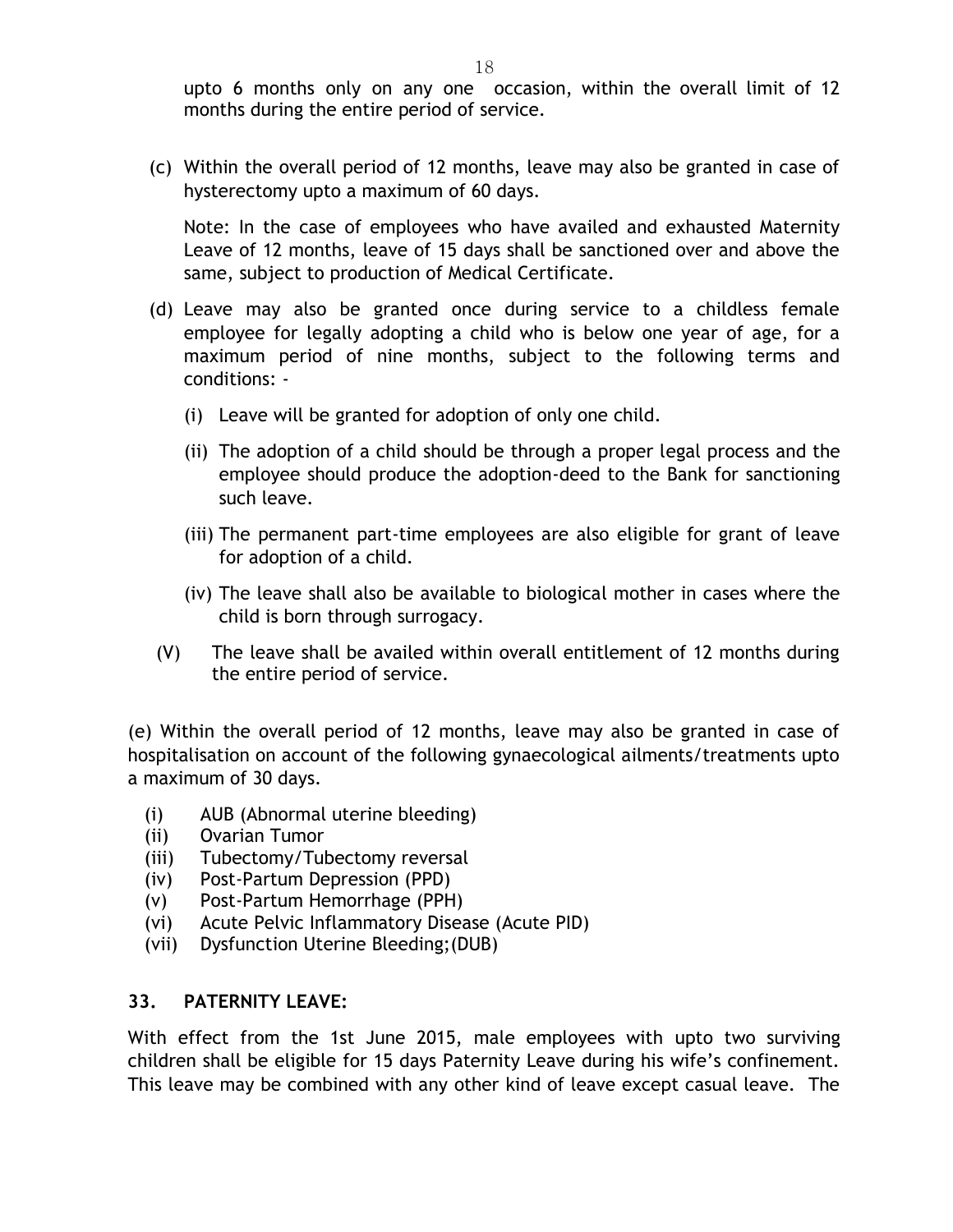upto 6 months only on any one occasion, within the overall limit of 12 months during the entire period of service.

(c) Within the overall period of 12 months, leave may also be granted in case of hysterectomy upto a maximum of 60 days.

Note: In the case of employees who have availed and exhausted Maternity Leave of 12 months, leave of 15 days shall be sanctioned over and above the same, subject to production of Medical Certificate.

(d) Leave may also be granted once during service to a childless female employee for legally adopting a child who is below one year of age, for a maximum period of nine months, subject to the following terms and conditions: -

(i) Leave will be granted for adoption of only one child.

(ii) The adoption of a child should be through a proper legal process and the employee should produce the adoption-deed to the Bank for sanctioning such leave.

(iii) The permanent part-time employees are also eligible for grant of leave for adoption of a child.

(iv) The leave shall also be available to biological mother in cases where the child is born through surrogacy.

(V) The leave shall be availed within overall entitlement of 12 months during the entire period of service.

(e) Within the overall period of 12 months, leave may also be granted in case of hospitalisation on account of the following gynaecological ailments/treatments upto a maximum of 30 days.

(i) AUB (Abnormal uterine bleeding)
(ii) Ovarian Tumor
(iii) Tubectomy/Tubectomy reversal
(iv) Post-Partum Depression (PPD)
(v) Post-Partum Hemorrhage (PPH)
(vi) Acute Pelvic Inflammatory Disease (Acute PID)
(vii) Dysfunction Uterine Bleeding;(DUB)

## 33. PATERNITY LEAVE:

With effect from the 1st June 2015, male employees with upto two surviving children shall be eligible for 15 days Paternity Leave during his wife's confinement. This leave may be combined with any other kind of leave except casual leave. The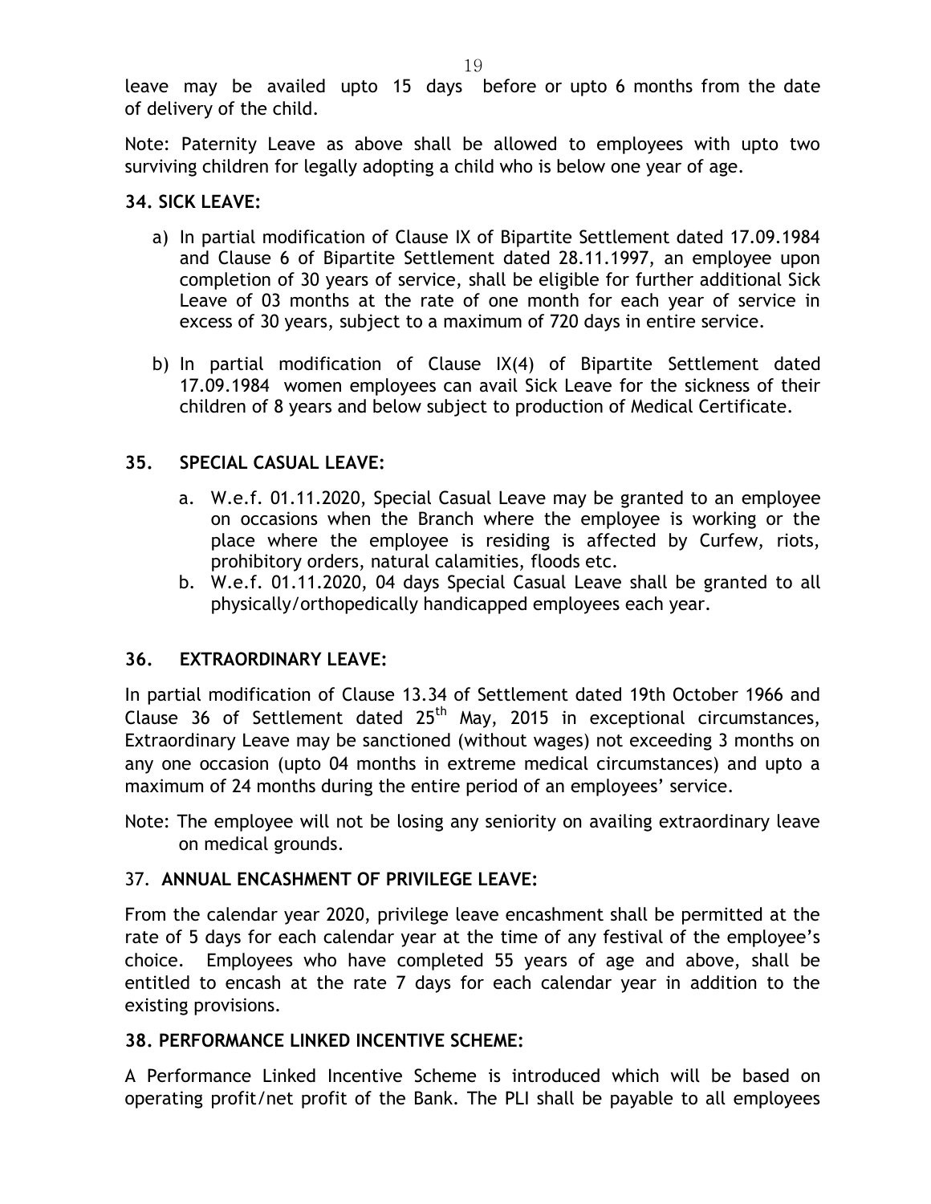leave may be availed upto 15 days before or upto 6 months from the date of delivery of the child.

Note: Paternity Leave as above shall be allowed to employees with upto two surviving children for legally adopting a child who is below one year of age.

**34. SICK LEAVE:**

a) In partial modification of Clause IX of Bipartite Settlement dated 17.09.1984 and Clause 6 of Bipartite Settlement dated 28.11.1997, an employee upon completion of 30 years of service, shall be eligible for further additional Sick Leave of 03 months at the rate of one month for each year of service in excess of 30 years, subject to a maximum of 720 days in entire service.

b) In partial modification of Clause IX(4) of Bipartite Settlement dated 17.09.1984 women employees can avail Sick Leave for the sickness of their children of 8 years and below subject to production of Medical Certificate.

**35. SPECIAL CASUAL LEAVE:**

a. W.e.f. 01.11.2020, Special Casual Leave may be granted to an employee on occasions when the Branch where the employee is working or the place where the employee is residing is affected by Curfew, riots, prohibitory orders, natural calamities, floods etc.
b. W.e.f. 01.11.2020, 04 days Special Casual Leave shall be granted to all physically/orthopedically handicapped employees each year.

**36. EXTRAORDINARY LEAVE:**

In partial modification of Clause 13.34 of Settlement dated 19th October 1966 and Clause 36 of Settlement dated 25th May, 2015 in exceptional circumstances, Extraordinary Leave may be sanctioned (without wages) not exceeding 3 months on any one occasion (upto 04 months in extreme medical circumstances) and upto a maximum of 24 months during the entire period of an employees' service.

Note: The employee will not be losing any seniority on availing extraordinary leave on medical grounds.

37. **ANNUAL ENCASHMENT OF PRIVILEGE LEAVE:**

From the calendar year 2020, privilege leave encashment shall be permitted at the rate of 5 days for each calendar year at the time of any festival of the employee's choice. Employees who have completed 55 years of age and above, shall be entitled to encash at the rate 7 days for each calendar year in addition to the existing provisions.

**38. PERFORMANCE LINKED INCENTIVE SCHEME:**

A Performance Linked Incentive Scheme is introduced which will be based on operating profit/net profit of the Bank. The PLI shall be payable to all employees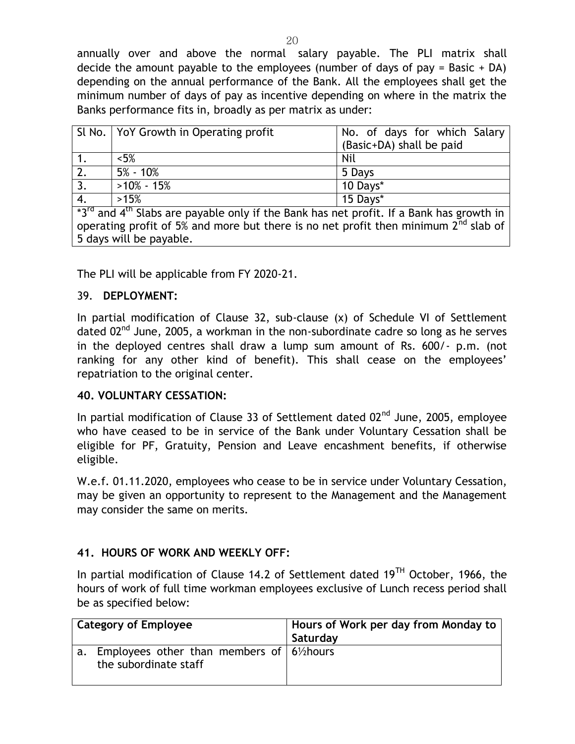annually over and above the normal salary payable. The PLI matrix shall decide the amount payable to the employees (number of days of pay = Basic + DA) depending on the annual performance of the Bank. All the employees shall get the minimum number of days of pay as incentive depending on where in the matrix the Banks performance fits in, broadly as per matrix as under:

| Sl No. | YoY Growth in Operating profit | No. of days for which Salary (Basic+DA) shall be paid |
|---|---|---|
| 1. | <5% | Nil |
| 2. | 5% - 10% | 5 Days |
| 3. | >10% - 15% | 10 Days* |
| 4. | >15% | 15 Days* |
| *3rd and 4th Slabs are payable only if the Bank has net profit. If a Bank has growth in operating profit of 5% and more but there is no net profit then minimum 2nd slab of 5 days will be payable. | | |

The PLI will be applicable from FY 2020-21.

## 39. DEPLOYMENT:

In partial modification of Clause 32, sub-clause (x) of Schedule VI of Settlement dated 02nd June, 2005, a workman in the non-subordinate cadre so long as he serves in the deployed centres shall draw a lump sum amount of Rs. 600/- p.m. (not ranking for any other kind of benefit). This shall cease on the employees' repatriation to the original center.

## 40. VOLUNTARY CESSATION:

In partial modification of Clause 33 of Settlement dated 02nd June, 2005, employee who have ceased to be in service of the Bank under Voluntary Cessation shall be eligible for PF, Gratuity, Pension and Leave encashment benefits, if otherwise eligible.

W.e.f. 01.11.2020, employees who cease to be in service under Voluntary Cessation, may be given an opportunity to represent to the Management and the Management may consider the same on merits.

## 41. HOURS OF WORK AND WEEKLY OFF:

In partial modification of Clause 14.2 of Settlement dated 19TH October, 1966, the hours of work of full time workman employees exclusive of Lunch recess period shall be as specified below:

| Category of Employee | Hours of Work per day from Monday to Saturday |
|---|---|
| a. Employees other than members of the subordinate staff | 6½hours |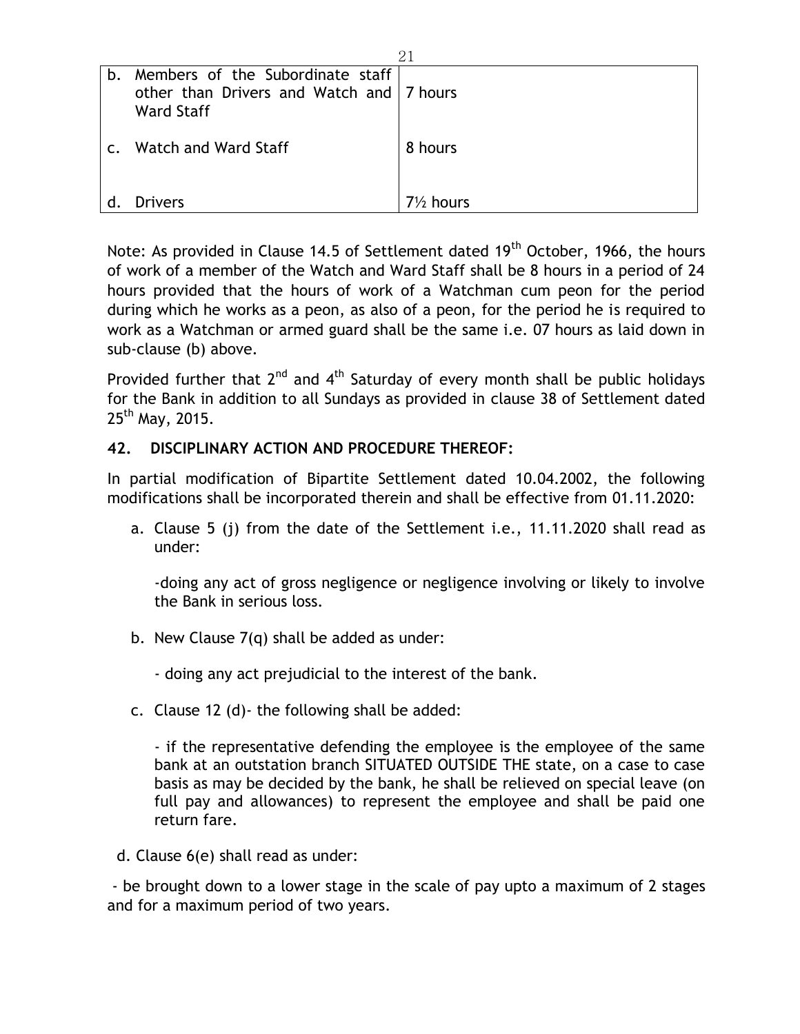| | |
|---|---|
| b. Members of the Subordinate staff other than Drivers and Watch and Ward Staff | 7 hours |
| c. Watch and Ward Staff | 8 hours |
| d. Drivers | 7½ hours |

Note: As provided in Clause 14.5 of Settlement dated 19th October, 1966, the hours of work of a member of the Watch and Ward Staff shall be 8 hours in a period of 24 hours provided that the hours of work of a Watchman cum peon for the period during which he works as a peon, as also of a peon, for the period he is required to work as a Watchman or armed guard shall be the same i.e. 07 hours as laid down in sub-clause (b) above.

Provided further that 2nd and 4th Saturday of every month shall be public holidays for the Bank in addition to all Sundays as provided in clause 38 of Settlement dated 25th May, 2015.

**42. DISCIPLINARY ACTION AND PROCEDURE THEREOF:**

In partial modification of Bipartite Settlement dated 10.04.2002, the following modifications shall be incorporated therein and shall be effective from 01.11.2020:

a. Clause 5 (j) from the date of the Settlement i.e., 11.11.2020 shall read as under:

   -doing any act of gross negligence or negligence involving or likely to involve the Bank in serious loss.

b. New Clause 7(q) shall be added as under:

   - doing any act prejudicial to the interest of the bank.

c. Clause 12 (d)- the following shall be added:

   - if the representative defending the employee is the employee of the same bank at an outstation branch SITUATED OUTSIDE THE state, on a case to case basis as may be decided by the bank, he shall be relieved on special leave (on full pay and allowances) to represent the employee and shall be paid one return fare.

d. Clause 6(e) shall read as under:

- be brought down to a lower stage in the scale of pay upto a maximum of 2 stages and for a maximum period of two years.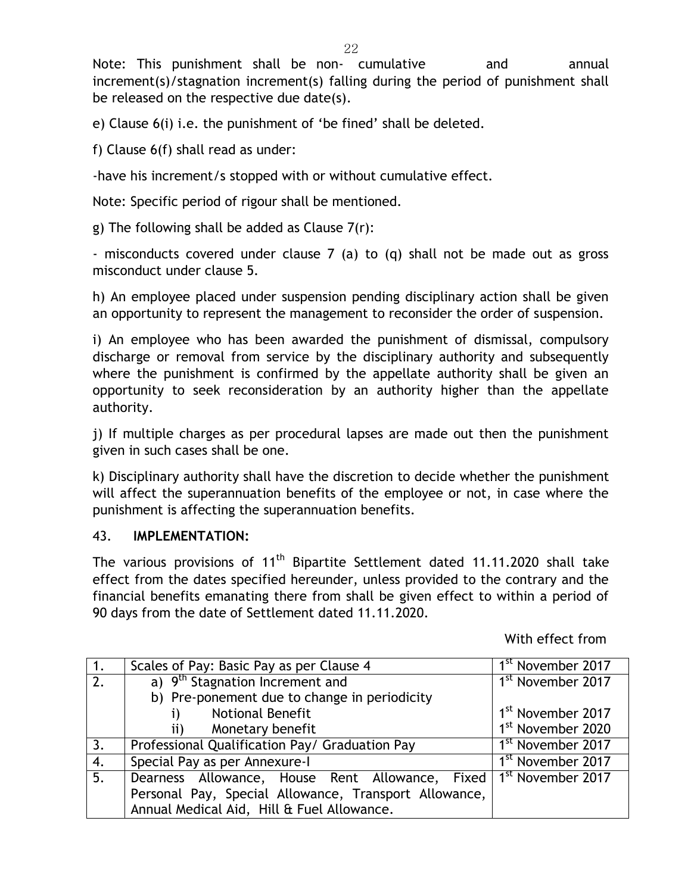Note: This punishment shall be non- cumulative and annual increment(s)/stagnation increment(s) falling during the period of punishment shall be released on the respective due date(s).

e) Clause 6(i) i.e. the punishment of 'be fined' shall be deleted.

f) Clause 6(f) shall read as under:

-have his increment/s stopped with or without cumulative effect.

Note: Specific period of rigour shall be mentioned.

g) The following shall be added as Clause 7(r):

- misconducts covered under clause 7 (a) to (q) shall not be made out as gross misconduct under clause 5.

h) An employee placed under suspension pending disciplinary action shall be given an opportunity to represent the management to reconsider the order of suspension.

i) An employee who has been awarded the punishment of dismissal, compulsory discharge or removal from service by the disciplinary authority and subsequently where the punishment is confirmed by the appellate authority shall be given an opportunity to seek reconsideration by an authority higher than the appellate authority.

j) If multiple charges as per procedural lapses are made out then the punishment given in such cases shall be one.

k) Disciplinary authority shall have the discretion to decide whether the punishment will affect the superannuation benefits of the employee or not, in case where the punishment is affecting the superannuation benefits.

## 43. **IMPLEMENTATION:**

The various provisions of 11th Bipartite Settlement dated 11.11.2020 shall take effect from the dates specified hereunder, unless provided to the contrary and the financial benefits emanating there from shall be given effect to within a period of 90 days from the date of Settlement dated 11.11.2020.

| | | With effect from |
|---|---|---|
| 1. | Scales of Pay: Basic Pay as per Clause 4 | 1st November 2017 |
| 2. | a) 9th Stagnation Increment and | 1st November 2017 |
| | b) Pre-ponement due to change in periodicity | |
| | i) Notional Benefit | 1st November 2017 |
| | ii) Monetary benefit | 1st November 2020 |
| 3. | Professional Qualification Pay/ Graduation Pay | 1st November 2017 |
| 4. | Special Pay as per Annexure-I | 1st November 2017 |
| 5. | Dearness Allowance, House Rent Allowance, Fixed Personal Pay, Special Allowance, Transport Allowance, Annual Medical Aid, Hill & Fuel Allowance. | 1st November 2017 |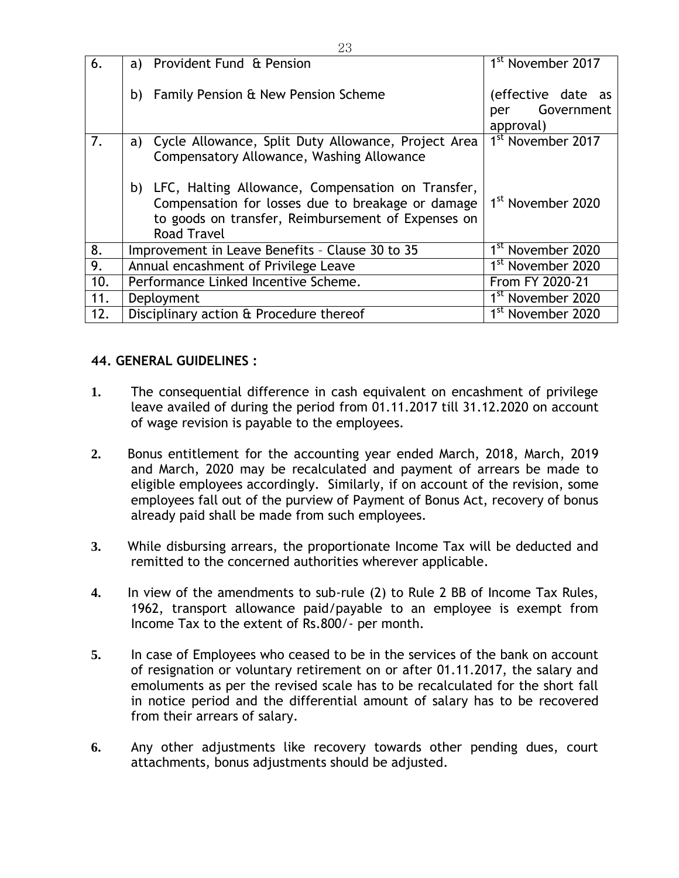| 6. | a) Provident Fund & Pension<br><br>b) Family Pension & New Pension Scheme | 1st November 2017<br><br>(effective date as per Government approval) |
|---|---|---|
| 7. | a) Cycle Allowance, Split Duty Allowance, Project Area Compensatory Allowance, Washing Allowance<br><br>b) LFC, Halting Allowance, Compensation on Transfer, Compensation for losses due to breakage or damage to goods on transfer, Reimbursement of Expenses on Road Travel | 1st November 2017<br><br><br>1st November 2020 |
| 8. | Improvement in Leave Benefits – Clause 30 to 35 | 1st November 2020 |
| 9. | Annual encashment of Privilege Leave | 1st November 2020 |
| 10. | Performance Linked Incentive Scheme. | From FY 2020-21 |
| 11. | Deployment | 1st November 2020 |
| 12. | Disciplinary action & Procedure thereof | 1st November 2020 |

**44. GENERAL GUIDELINES :**

1. The consequential difference in cash equivalent on encashment of privilege leave availed of during the period from 01.11.2017 till 31.12.2020 on account of wage revision is payable to the employees.

2. Bonus entitlement for the accounting year ended March, 2018, March, 2019 and March, 2020 may be recalculated and payment of arrears be made to eligible employees accordingly. Similarly, if on account of the revision, some employees fall out of the purview of Payment of Bonus Act, recovery of bonus already paid shall be made from such employees.

3. While disbursing arrears, the proportionate Income Tax will be deducted and remitted to the concerned authorities wherever applicable.

4. In view of the amendments to sub-rule (2) to Rule 2 BB of Income Tax Rules, 1962, transport allowance paid/payable to an employee is exempt from Income Tax to the extent of Rs.800/- per month.

5. In case of Employees who ceased to be in the services of the bank on account of resignation or voluntary retirement on or after 01.11.2017, the salary and emoluments as per the revised scale has to be recalculated for the short fall in notice period and the differential amount of salary has to be recovered from their arrears of salary.

6. Any other adjustments like recovery towards other pending dues, court attachments, bonus adjustments should be adjusted.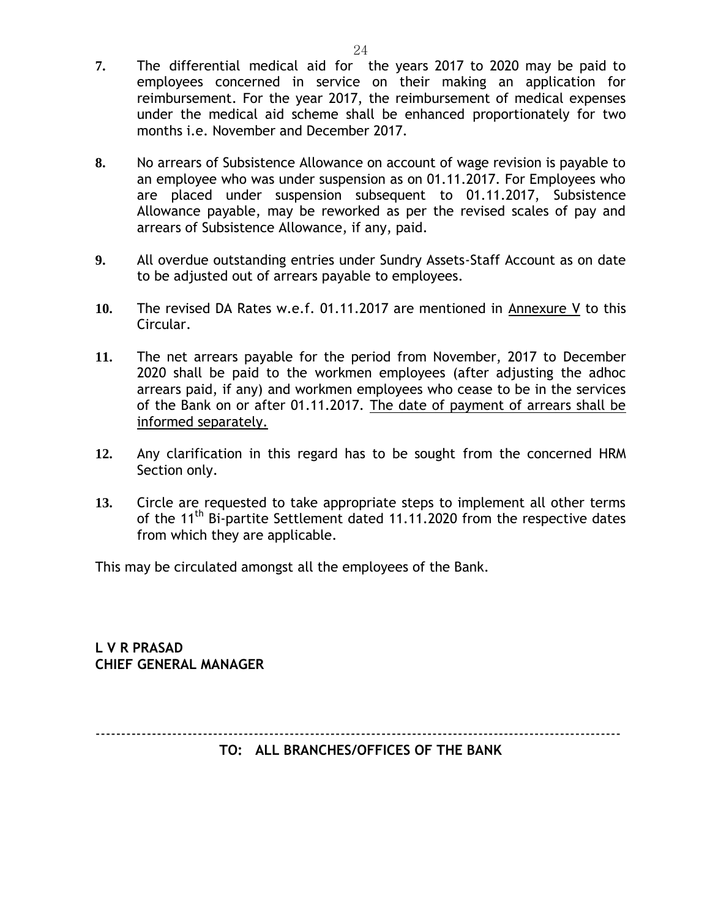7. The differential medical aid for the years 2017 to 2020 may be paid to employees concerned in service on their making an application for reimbursement. For the year 2017, the reimbursement of medical expenses under the medical aid scheme shall be enhanced proportionately for two months i.e. November and December 2017.

8. No arrears of Subsistence Allowance on account of wage revision is payable to an employee who was under suspension as on 01.11.2017. For Employees who are placed under suspension subsequent to 01.11.2017, Subsistence Allowance payable, may be reworked as per the revised scales of pay and arrears of Subsistence Allowance, if any, paid.

9. All overdue outstanding entries under Sundry Assets-Staff Account as on date to be adjusted out of arrears payable to employees.

10. The revised DA Rates w.e.f. 01.11.2017 are mentioned in Annexure V to this Circular.

11. The net arrears payable for the period from November, 2017 to December 2020 shall be paid to the workmen employees (after adjusting the adhoc arrears paid, if any) and workmen employees who cease to be in the services of the Bank on or after 01.11.2017. The date of payment of arrears shall be informed separately.

12. Any clarification in this regard has to be sought from the concerned HRM Section only.

13. Circle are requested to take appropriate steps to implement all other terms of the 11th Bi-partite Settlement dated 11.11.2020 from the respective dates from which they are applicable.

This may be circulated amongst all the employees of the Bank.

**L V R PRASAD**
**CHIEF GENERAL MANAGER**

---

**TO: ALL BRANCHES/OFFICES OF THE BANK**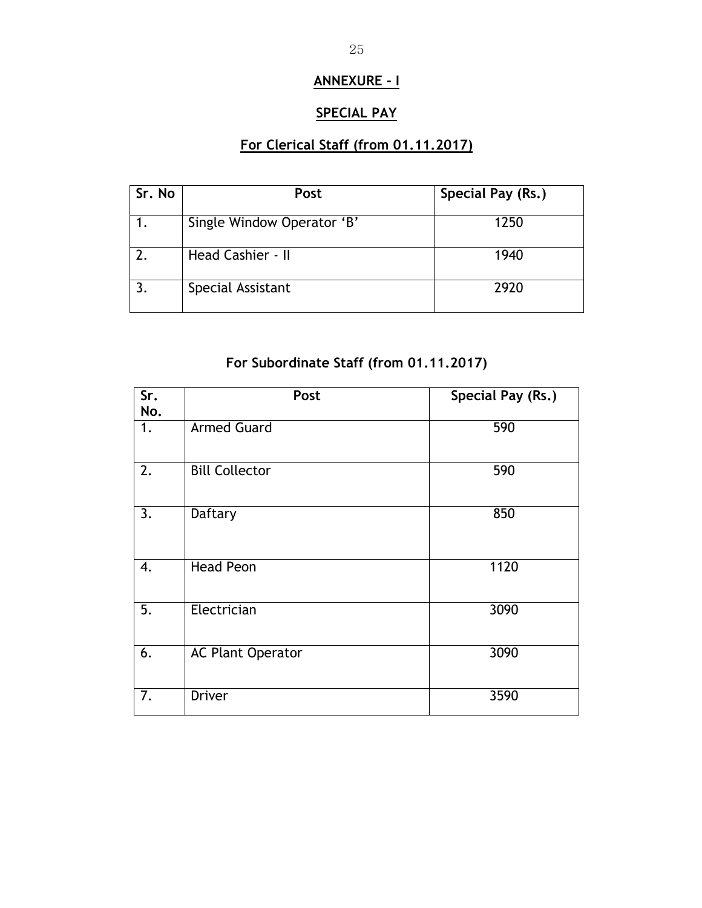# ANNEXURE - I

## SPECIAL PAY

### For Clerical Staff (from 01.11.2017)

| Sr. No | Post | Special Pay (Rs.) |
|---|---|---|
| 1. | Single Window Operator 'B' | 1250 |
| 2. | Head Cashier - II | 1940 |
| 3. | Special Assistant | 2920 |

### For Subordinate Staff (from 01.11.2017)

| Sr. No. | Post | Special Pay (Rs.) |
|---|---|---|
| 1. | Armed Guard | 590 |
| 2. | Bill Collector | 590 |
| 3. | Daftary | 850 |
| 4. | Head Peon | 1120 |
| 5. | Electrician | 3090 |
| 6. | AC Plant Operator | 3090 |
| 7. | Driver | 3590 |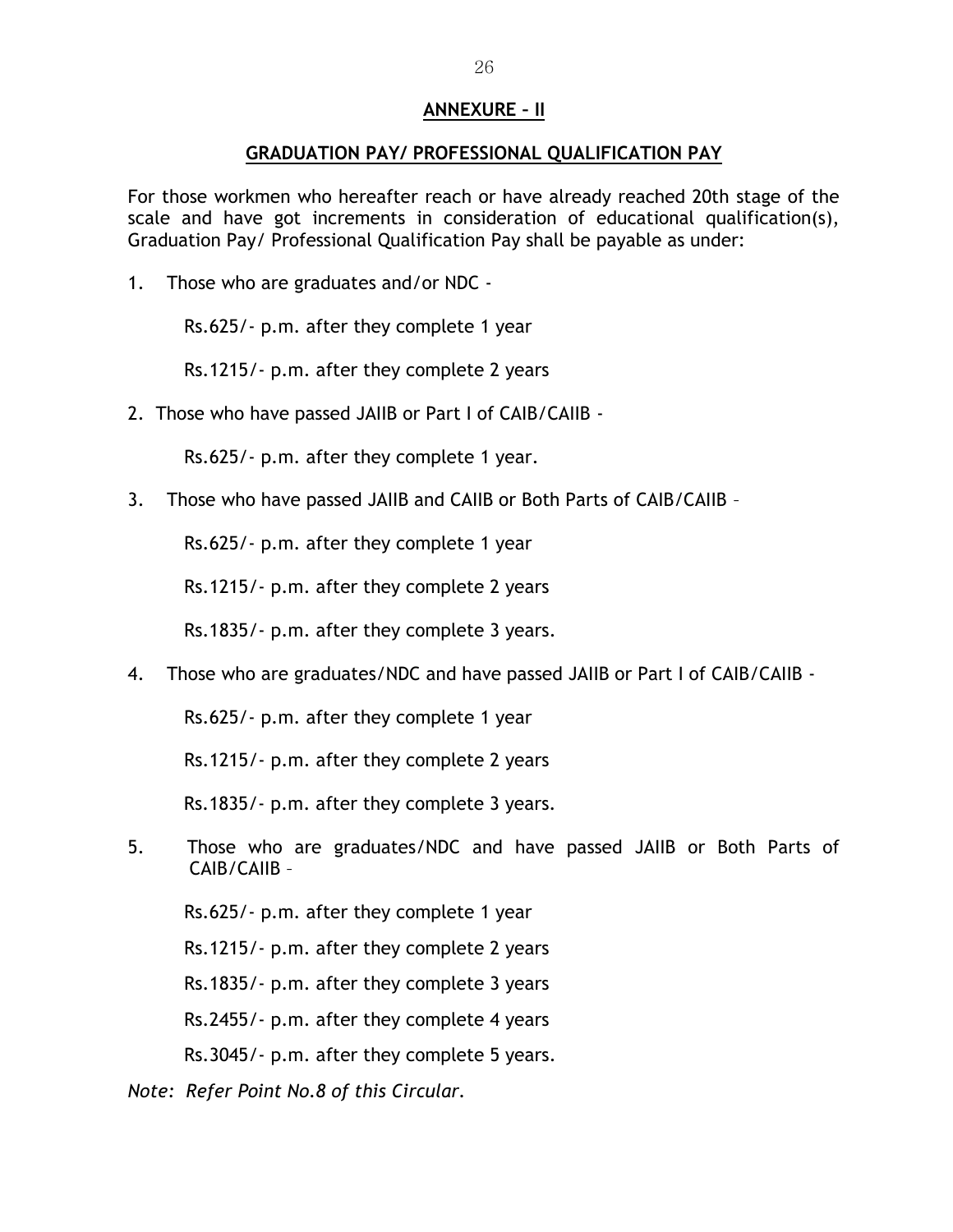## ANNEXURE – II

### GRADUATION PAY/ PROFESSIONAL QUALIFICATION PAY

For those workmen who hereafter reach or have already reached 20th stage of the scale and have got increments in consideration of educational qualification(s), Graduation Pay/ Professional Qualification Pay shall be payable as under:

1. Those who are graduates and/or NDC -

   Rs.625/- p.m. after they complete 1 year

   Rs.1215/- p.m. after they complete 2 years

2. Those who have passed JAIIB or Part I of CAIB/CAIIB -

   Rs.625/- p.m. after they complete 1 year.

3. Those who have passed JAIIB and CAIIB or Both Parts of CAIB/CAIIB –

   Rs.625/- p.m. after they complete 1 year

   Rs.1215/- p.m. after they complete 2 years

   Rs.1835/- p.m. after they complete 3 years.

4. Those who are graduates/NDC and have passed JAIIB or Part I of CAIB/CAIIB -

   Rs.625/- p.m. after they complete 1 year

   Rs.1215/- p.m. after they complete 2 years

   Rs.1835/- p.m. after they complete 3 years.

5. Those who are graduates/NDC and have passed JAIIB or Both Parts of CAIB/CAIIB –

   Rs.625/- p.m. after they complete 1 year

   Rs.1215/- p.m. after they complete 2 years

   Rs.1835/- p.m. after they complete 3 years

   Rs.2455/- p.m. after they complete 4 years

   Rs.3045/- p.m. after they complete 5 years.

*Note: Refer Point No.8 of this Circular.*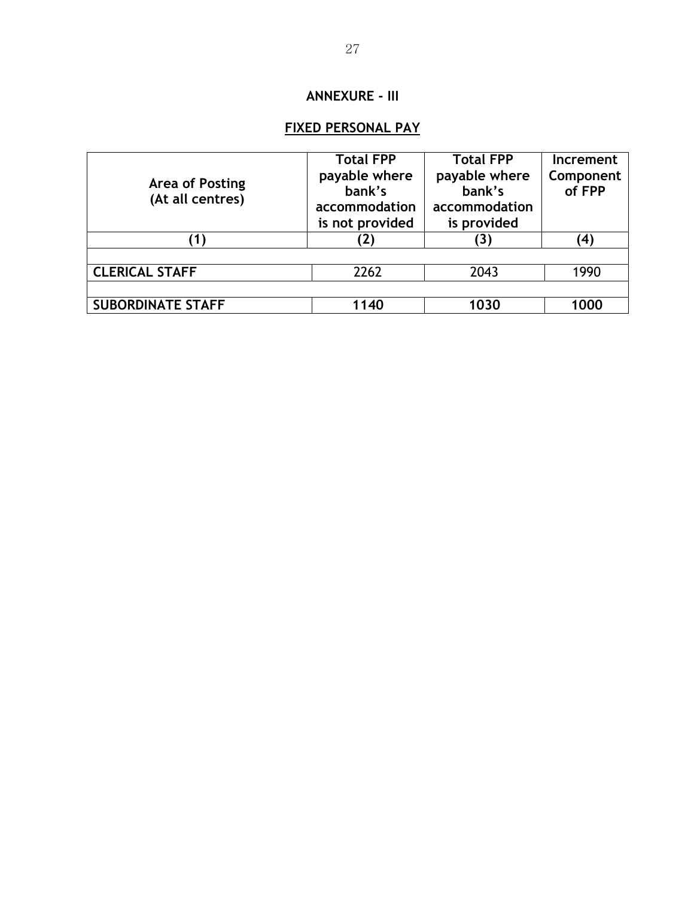## ANNEXURE - III

## FIXED PERSONAL PAY

| Area of Posting (At all centres) | Total FPP payable where bank's accommodation is not provided | Total FPP payable where bank's accommodation is provided | Increment Component of FPP |
|---|---|---|---|
| (1) | (2) | (3) | (4) |
| | | | |
| **CLERICAL STAFF** | 2262 | 2043 | 1990 |
| | | | |
| **SUBORDINATE STAFF** | **1140** | **1030** | **1000** |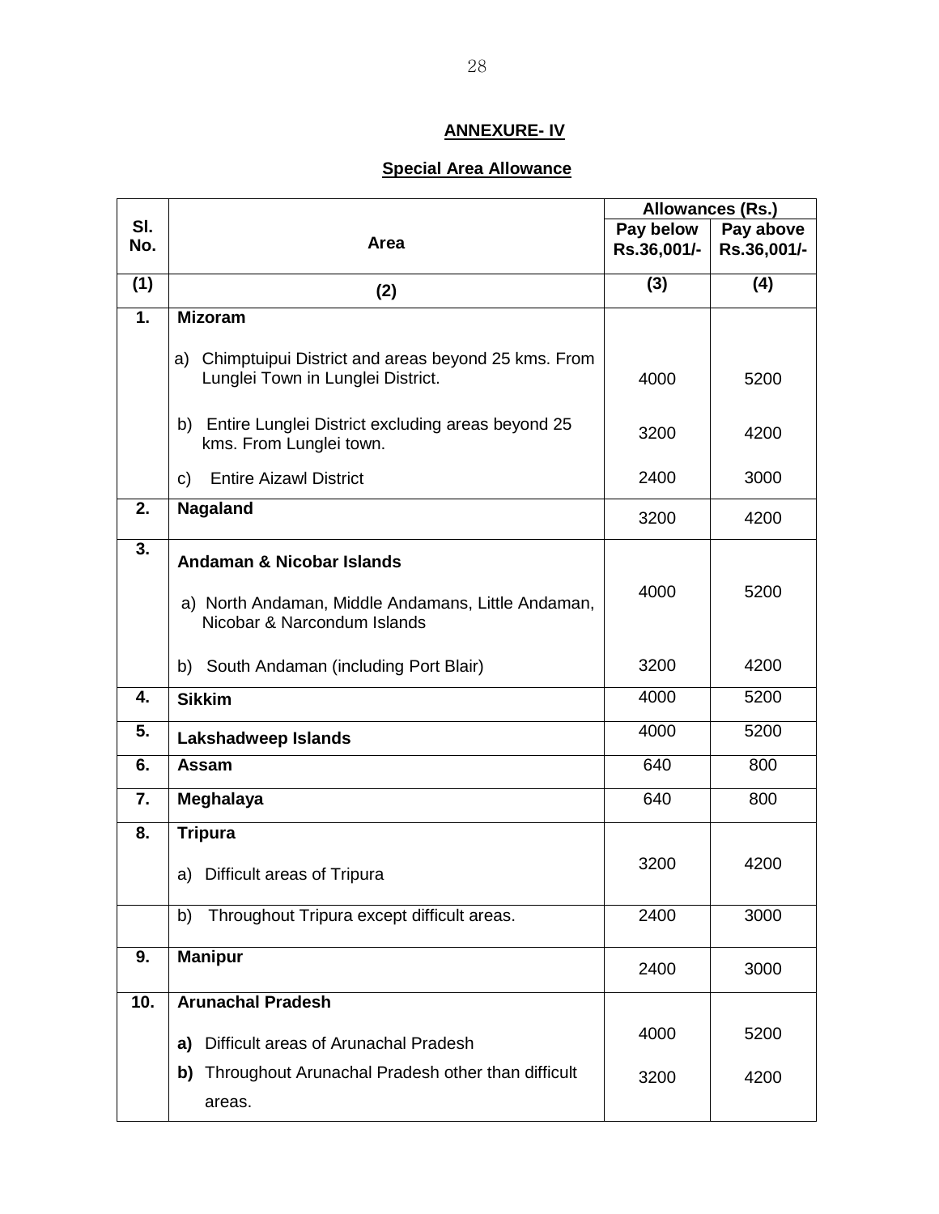**ANNEXURE- IV**

**Special Area Allowance**

| Sl. No. | Area | Allowances (Rs.) | |
|---|---|---|---|
| | | Pay below Rs.36,001/- | Pay above Rs.36,001/- |
| (1) | (2) | (3) | (4) |
| 1. | **Mizoram** | | |
| | a) Chimptuipui District and areas beyond 25 kms. From Lunglei Town in Lunglei District. | 4000 | 5200 |
| | b) Entire Lunglei District excluding areas beyond 25 kms. From Lunglei town. | 3200 | 4200 |
| | c) Entire Aizawl District | 2400 | 3000 |
| 2. | **Nagaland** | 3200 | 4200 |
| 3. | **Andaman & Nicobar Islands** | | |
| | a) North Andaman, Middle Andamans, Little Andaman, Nicobar & Narcondum Islands | 4000 | 5200 |
| | b) South Andaman (including Port Blair) | 3200 | 4200 |
| 4. | **Sikkim** | 4000 | 5200 |
| 5. | **Lakshadweep Islands** | 4000 | 5200 |
| 6. | **Assam** | 640 | 800 |
| 7. | **Meghalaya** | 640 | 800 |
| 8. | **Tripura** | | |
| | a) Difficult areas of Tripura | 3200 | 4200 |
| | b) Throughout Tripura except difficult areas. | 2400 | 3000 |
| 9. | **Manipur** | 2400 | 3000 |
| 10. | **Arunachal Pradesh** | | |
| | **a)** Difficult areas of Arunachal Pradesh | 4000 | 5200 |
| | **b)** Throughout Arunachal Pradesh other than difficult areas. | 3200 | 4200 |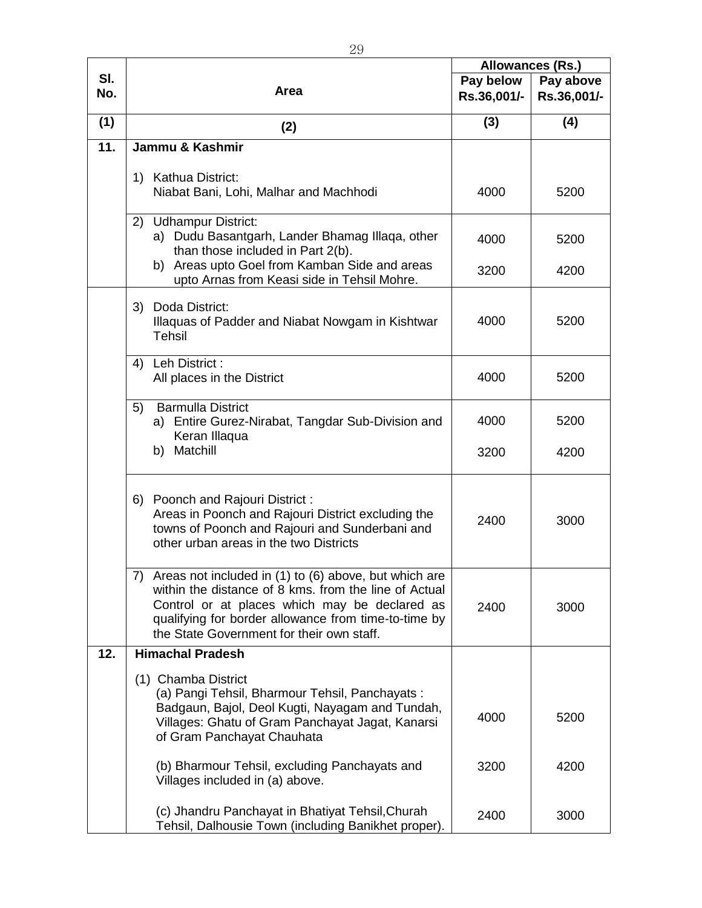| Sl. No. | Area | Allowances (Rs.) | |
|---|---|---|---|
| | | Pay below Rs.36,001/- | Pay above Rs.36,001/- |
| (1) | (2) | (3) | (4) |
| 11. | **Jammu & Kashmir** | | |
| | 1) Kathua District: Niabat Bani, Lohi, Malhar and Machhodi | 4000 | 5200 |
| | 2) Udhampur District: a) Dudu Basantgarh, Lander Bhamag Illaqa, other than those included in Part 2(b). | 4000 | 5200 |
| | b) Areas upto Goel from Kamban Side and areas upto Arnas from Keasi side in Tehsil Mohre. | 3200 | 4200 |
| | 3) Doda District: Illaquas of Padder and Niabat Nowgam in Kishtwar Tehsil | 4000 | 5200 |
| | 4) Leh District : All places in the District | 4000 | 5200 |
| | 5) Barmulla District a) Entire Gurez-Nirabat, Tangdar Sub-Division and Keran Illaqua | 4000 | 5200 |
| | b) Matchill | 3200 | 4200 |
| | 6) Poonch and Rajouri District : Areas in Poonch and Rajouri District excluding the towns of Poonch and Rajouri and Sunderbani and other urban areas in the two Districts | 2400 | 3000 |
| | 7) Areas not included in (1) to (6) above, but which are within the distance of 8 kms. from the line of Actual Control or at places which may be declared as qualifying for border allowance from time-to-time by the State Government for their own staff. | 2400 | 3000 |
| 12. | **Himachal Pradesh** | | |
| | (1) Chamba District (a) Pangi Tehsil, Bharmour Tehsil, Panchayats : Badgaun, Bajol, Deol Kugti, Nayagam and Tundah, Villages: Ghatu of Gram Panchayat Jagat, Kanarsi of Gram Panchayat Chauhata | 4000 | 5200 |
| | (b) Bharmour Tehsil, excluding Panchayats and Villages included in (a) above. | 3200 | 4200 |
| | (c) Jhandru Panchayat in Bhatiyat Tehsil,Churah Tehsil, Dalhousie Town (including Banikhet proper). | 2400 | 3000 |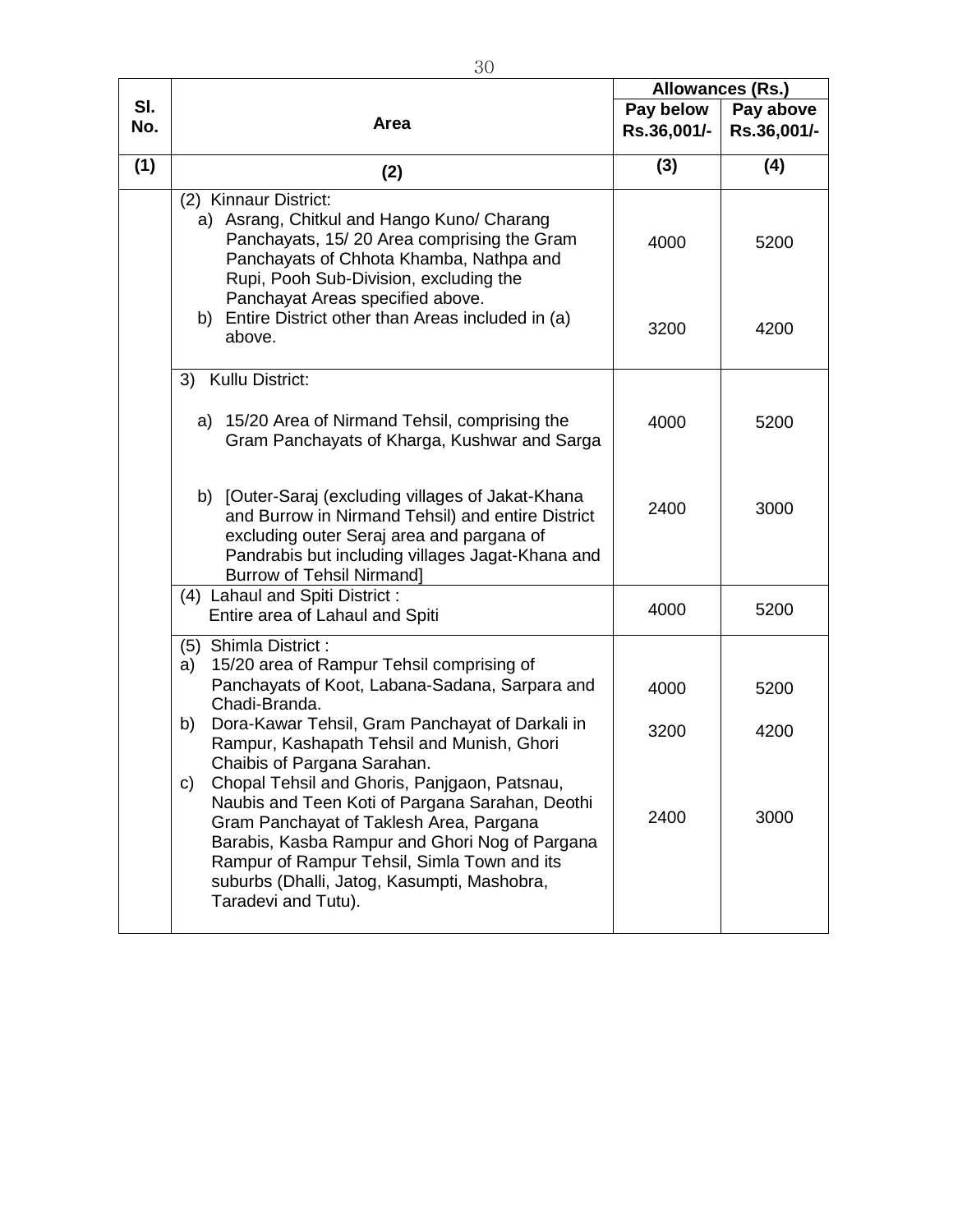| Sl. No. | Area | Allowances (Rs.) | |
|---|---|---|---|
| | | Pay below Rs.36,001/- | Pay above Rs.36,001/- |
| (1) | (2) | (3) | (4) |
| | (2) Kinnaur District: | | |
| | a) Asrang, Chitkul and Hango Kuno/ Charang Panchayats, 15/ 20 Area comprising the Gram Panchayats of Chhota Khamba, Nathpa and Rupi, Pooh Sub-Division, excluding the Panchayat Areas specified above. | 4000 | 5200 |
| | b) Entire District other than Areas included in (a) above. | 3200 | 4200 |
| | 3) Kullu District: | | |
| | a) 15/20 Area of Nirmand Tehsil, comprising the Gram Panchayats of Kharga, Kushwar and Sarga | 4000 | 5200 |
| | b) [Outer-Saraj (excluding villages of Jakat-Khana and Burrow in Nirmand Tehsil) and entire District excluding outer Seraj area and pargana of Pandrabis but including villages Jagat-Khana and Burrow of Tehsil Nirmand] | 2400 | 3000 |
| | (4) Lahaul and Spiti District : Entire area of Lahaul and Spiti | 4000 | 5200 |
| | (5) Shimla District : | | |
| | a) 15/20 area of Rampur Tehsil comprising of Panchayats of Koot, Labana-Sadana, Sarpara and Chadi-Branda. | 4000 | 5200 |
| | b) Dora-Kawar Tehsil, Gram Panchayat of Darkali in Rampur, Kashapath Tehsil and Munish, Ghori Chaibis of Pargana Sarahan. | 3200 | 4200 |
| | c) Chopal Tehsil and Ghoris, Panjgaon, Patsnau, Naubis and Teen Koti of Pargana Sarahan, Deothi Gram Panchayat of Taklesh Area, Pargana Barabis, Kasba Rampur and Ghori Nog of Pargana Rampur of Rampur Tehsil, Simla Town and its suburbs (Dhalli, Jatog, Kasumpti, Mashobra, Taradevi and Tutu). | 2400 | 3000 |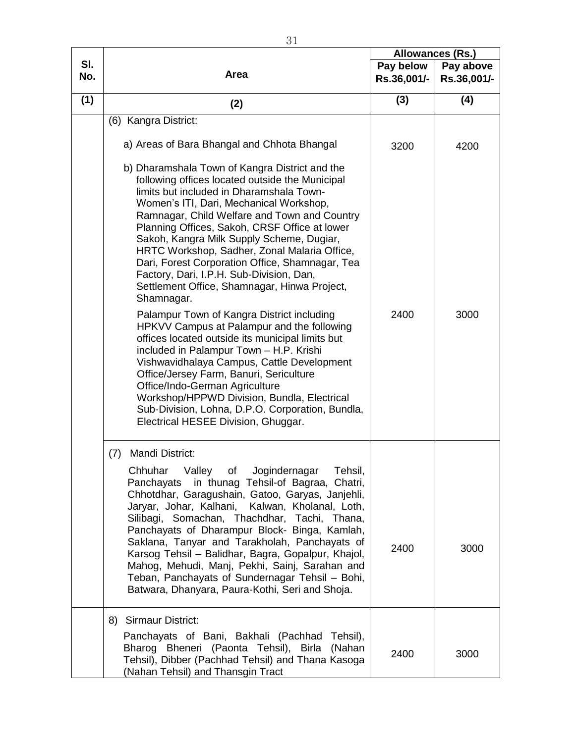| Sl. No. | Area | Allowances (Rs.) | |
|---|---|---|---|
| | | Pay below Rs.36,001/- | Pay above Rs.36,001/- |
| (1) | (2) | (3) | (4) |
| | (6) Kangra District: | | |
| | a) Areas of Bara Bhangal and Chhota Bhangal | 3200 | 4200 |
| | b) Dharamshala Town of Kangra District and the following offices located outside the Municipal limits but included in Dharamshala Town- Women's ITI, Dari, Mechanical Workshop, Ramnagar, Child Welfare and Town and Country Planning Offices, Sakoh, CRSF Office at lower Sakoh, Kangra Milk Supply Scheme, Dugiar, HRTC Workshop, Sadher, Zonal Malaria Office, Dari, Forest Corporation Office, Shamnagar, Tea Factory, Dari, I.P.H. Sub-Division, Dan, Settlement Office, Shamnagar, Hinwa Project, Shamnagar.<br><br>Palampur Town of Kangra District including HPKVV Campus at Palampur and the following offices located outside its municipal limits but included in Palampur Town – H.P. Krishi Vishwavidhalaya Campus, Cattle Development Office/Jersey Farm, Banuri, Sericulture Office/Indo-German Agriculture Workshop/HPPWD Division, Bundla, Electrical Sub-Division, Lohna, D.P.O. Corporation, Bundla, Electrical HESEE Division, Ghuggar. | 2400 | 3000 |
| | (7) Mandi District:<br><br>Chhuhar Valley of Jogindernagar Tehsil, Panchayats in thunag Tehsil-of Bagraa, Chatri, Chhotdhar, Garagushain, Gatoo, Garyas, Janjehli, Jaryar, Johar, Kalhani, Kalwan, Kholanal, Loth, Silibagi, Somachan, Thachdhar, Tachi, Thana, Panchayats of Dharampur Block- Binga, Kamlah, Saklana, Tanyar and Tarakholah, Panchayats of Karsog Tehsil – Balidhar, Bagra, Gopalpur, Khajol, Mahog, Mehudi, Manj, Pekhi, Sainj, Sarahan and Teban, Panchayats of Sundernagar Tehsil – Bohi, Batwara, Dhanyara, Paura-Kothi, Seri and Shoja. | 2400 | 3000 |
| | 8) Sirmaur District:<br><br>Panchayats of Bani, Bakhali (Pachhad Tehsil), Bharog Bheneri (Paonta Tehsil), Birla (Nahan Tehsil), Dibber (Pachhad Tehsil) and Thana Kasoga (Nahan Tehsil) and Thansgin Tract | 2400 | 3000 |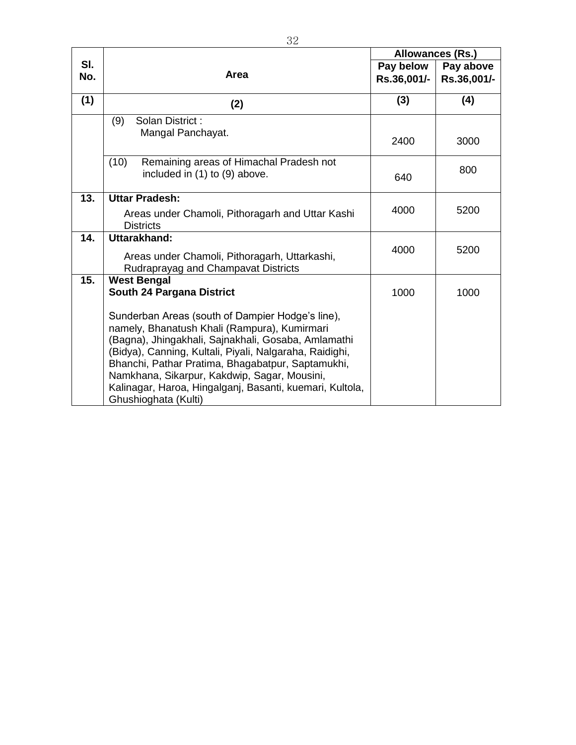| Sl. No. | Area | Allowances (Rs.) | |
|---|---|---|---|
| | | Pay below Rs.36,001/- | Pay above Rs.36,001/- |
| (1) | (2) | (3) | (4) |
| | (9) Solan District : Mangal Panchayat. | 2400 | 3000 |
| | (10) Remaining areas of Himachal Pradesh not included in (1) to (9) above. | 640 | 800 |
| 13. | **Uttar Pradesh:** Areas under Chamoli, Pithoragarh and Uttar Kashi Districts | 4000 | 5200 |
| 14. | **Uttarakhand:** Areas under Chamoli, Pithoragarh, Uttarkashi, Rudraprayag and Champavat Districts | 4000 | 5200 |
| 15. | **West Bengal** **South 24 Pargana District** Sunderban Areas (south of Dampier Hodge's line), namely, Bhanatush Khali (Rampura), Kumirmari (Bagna), Jhingakhali, Sajnakhali, Gosaba, Amlamathi (Bidya), Canning, Kultali, Piyali, Nalgaraha, Raidighi, Bhanchi, Pathar Pratima, Bhagabatpur, Saptamukhi, Namkhana, Sikarpur, Kakdwip, Sagar, Mousini, Kalinagar, Haroa, Hingalganj, Basanti, kuemari, Kultola, Ghushioghata (Kulti) | 1000 | 1000 |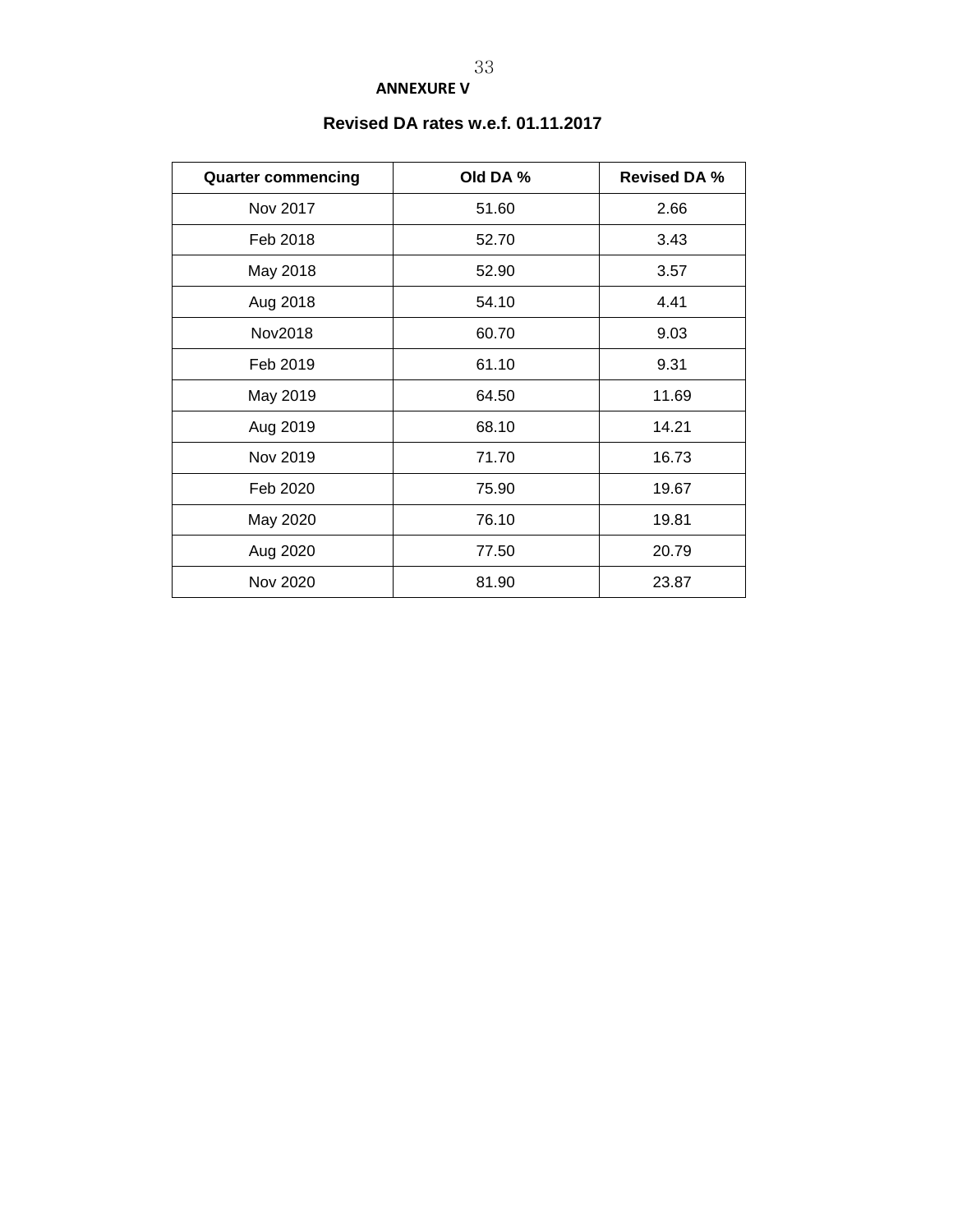## ANNEXURE V

### Revised DA rates w.e.f. 01.11.2017

| Quarter commencing | Old DA % | Revised DA % |
|---|---|---|
| Nov 2017 | 51.60 | 2.66 |
| Feb 2018 | 52.70 | 3.43 |
| May 2018 | 52.90 | 3.57 |
| Aug 2018 | 54.10 | 4.41 |
| Nov2018 | 60.70 | 9.03 |
| Feb 2019 | 61.10 | 9.31 |
| May 2019 | 64.50 | 11.69 |
| Aug 2019 | 68.10 | 14.21 |
| Nov 2019 | 71.70 | 16.73 |
| Feb 2020 | 75.90 | 19.67 |
| May 2020 | 76.10 | 19.81 |
| Aug 2020 | 77.50 | 20.79 |
| Nov 2020 | 81.90 | 23.87 |